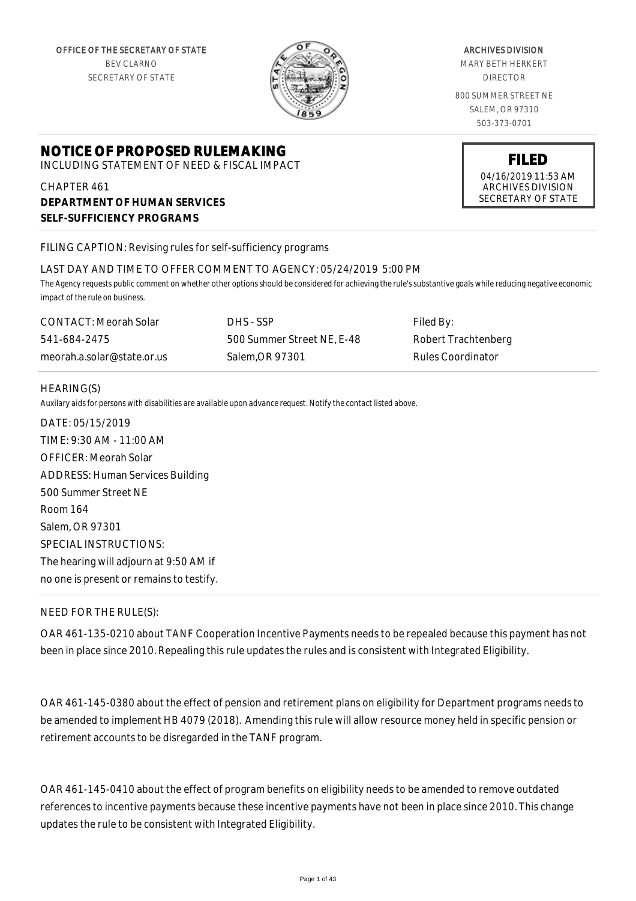OFFICE OF THE SECRETARY OF STATE
BEV CLARNO
SECRETARY OF STATE

ARCHIVES DIVISION
MARY BETH HERKERT
DIRECTOR

800 SUMMER STREET NE
SALEM, OR 97310
503-373-0701

# NOTICE OF PROPOSED RULEMAKING

INCLUDING STATEMENT OF NEED & FISCAL IMPACT

**FILED**
04/16/2019 11:53 AM
ARCHIVES DIVISION
SECRETARY OF STATE

CHAPTER 461
**DEPARTMENT OF HUMAN SERVICES**
**SELF-SUFFICIENCY PROGRAMS**

FILING CAPTION: Revising rules for self-sufficiency programs

LAST DAY AND TIME TO OFFER COMMENT TO AGENCY: 05/24/2019 5:00 PM

*The Agency requests public comment on whether other options should be considered for achieving the rule's substantive goals while reducing negative economic impact of the rule on business.*

| CONTACT: Meorah Solar | DHS - SSP | Filed By: |
|---|---|---|
| 541-684-2475 | 500 Summer Street NE, E-48 | Robert Trachtenberg |
| meorah.a.solar@state.or.us | Salem,OR 97301 | Rules Coordinator |

HEARING(S)

*Auxilary aids for persons with disabilities are available upon advance request. Notify the contact listed above.*

DATE: 05/15/2019
TIME: 9:30 AM - 11:00 AM
OFFICER: Meorah Solar
ADDRESS: Human Services Building
500 Summer Street NE
Room 164
Salem, OR 97301
SPECIAL INSTRUCTIONS:
The hearing will adjourn at 9:50 AM if
no one is present or remains to testify.

NEED FOR THE RULE(S):

OAR 461-135-0210 about TANF Cooperation Incentive Payments needs to be repealed because this payment has not been in place since 2010. Repealing this rule updates the rules and is consistent with Integrated Eligibility.

OAR 461-145-0380 about the effect of pension and retirement plans on eligibility for Department programs needs to be amended to implement HB 4079 (2018). Amending this rule will allow resource money held in specific pension or retirement accounts to be disregarded in the TANF program.

OAR 461-145-0410 about the effect of program benefits on eligibility needs to be amended to remove outdated references to incentive payments because these incentive payments have not been in place since 2010. This change updates the rule to be consistent with Integrated Eligibility.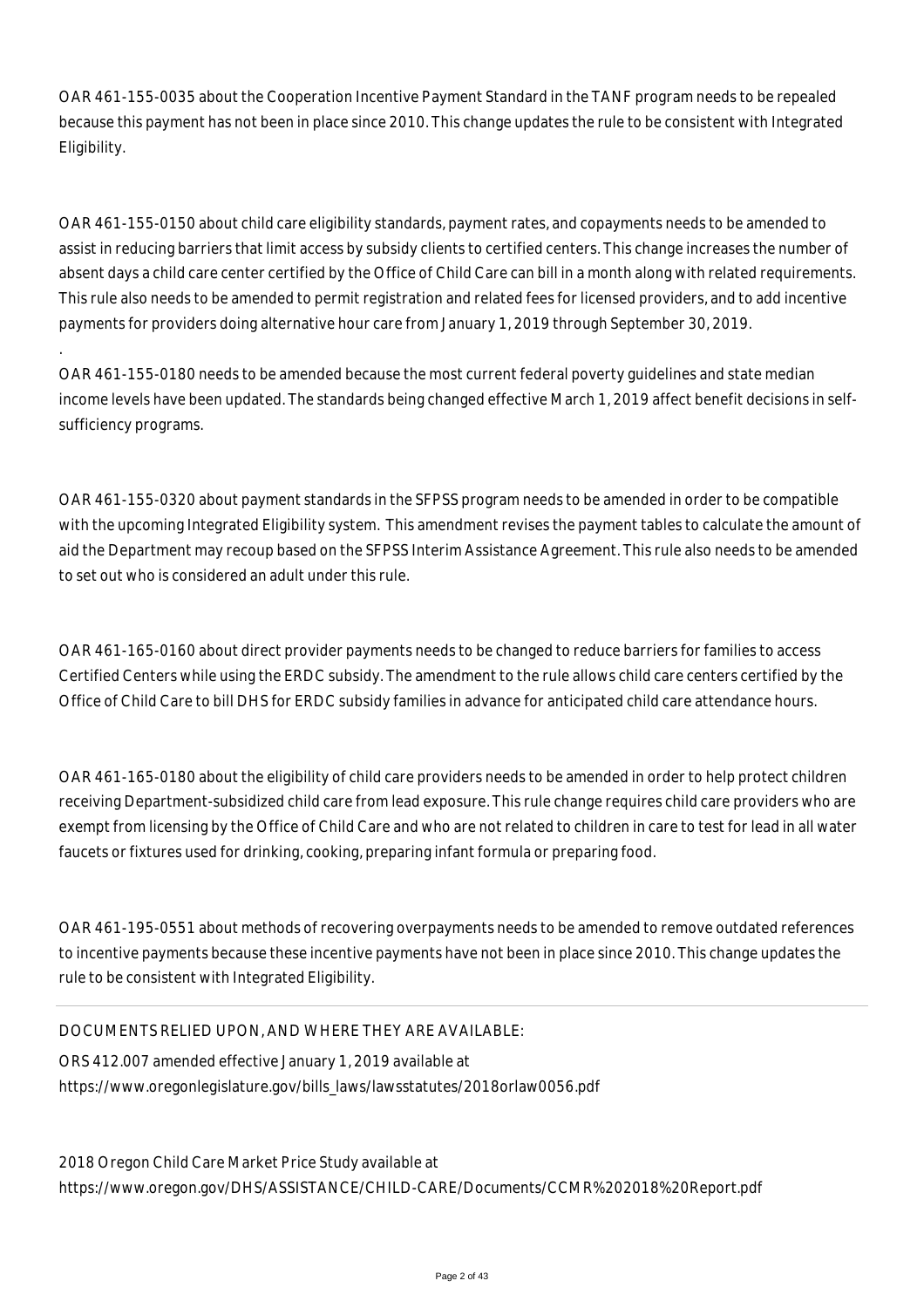OAR 461-155-0035 about the Cooperation Incentive Payment Standard in the TANF program needs to be repealed because this payment has not been in place since 2010. This change updates the rule to be consistent with Integrated Eligibility.

OAR 461-155-0150 about child care eligibility standards, payment rates, and copayments needs to be amended to assist in reducing barriers that limit access by subsidy clients to certified centers. This change increases the number of absent days a child care center certified by the Office of Child Care can bill in a month along with related requirements. This rule also needs to be amended to permit registration and related fees for licensed providers, and to add incentive payments for providers doing alternative hour care from January 1, 2019 through September 30, 2019.

.

OAR 461-155-0180 needs to be amended because the most current federal poverty guidelines and state median income levels have been updated. The standards being changed effective March 1, 2019 affect benefit decisions in self-sufficiency programs.

OAR 461-155-0320 about payment standards in the SFPSS program needs to be amended in order to be compatible with the upcoming Integrated Eligibility system. This amendment revises the payment tables to calculate the amount of aid the Department may recoup based on the SFPSS Interim Assistance Agreement. This rule also needs to be amended to set out who is considered an adult under this rule.

OAR 461-165-0160 about direct provider payments needs to be changed to reduce barriers for families to access Certified Centers while using the ERDC subsidy. The amendment to the rule allows child care centers certified by the Office of Child Care to bill DHS for ERDC subsidy families in advance for anticipated child care attendance hours.

OAR 461-165-0180 about the eligibility of child care providers needs to be amended in order to help protect children receiving Department-subsidized child care from lead exposure. This rule change requires child care providers who are exempt from licensing by the Office of Child Care and who are not related to children in care to test for lead in all water faucets or fixtures used for drinking, cooking, preparing infant formula or preparing food.

OAR 461-195-0551 about methods of recovering overpayments needs to be amended to remove outdated references to incentive payments because these incentive payments have not been in place since 2010. This change updates the rule to be consistent with Integrated Eligibility.

DOCUMENTS RELIED UPON, AND WHERE THEY ARE AVAILABLE:

ORS 412.007 amended effective January 1, 2019 available at
https://www.oregonlegislature.gov/bills_laws/lawsstatutes/2018orlaw0056.pdf

2018 Oregon Child Care Market Price Study available at
https://www.oregon.gov/DHS/ASSISTANCE/CHILD-CARE/Documents/CCMR%202018%20Report.pdf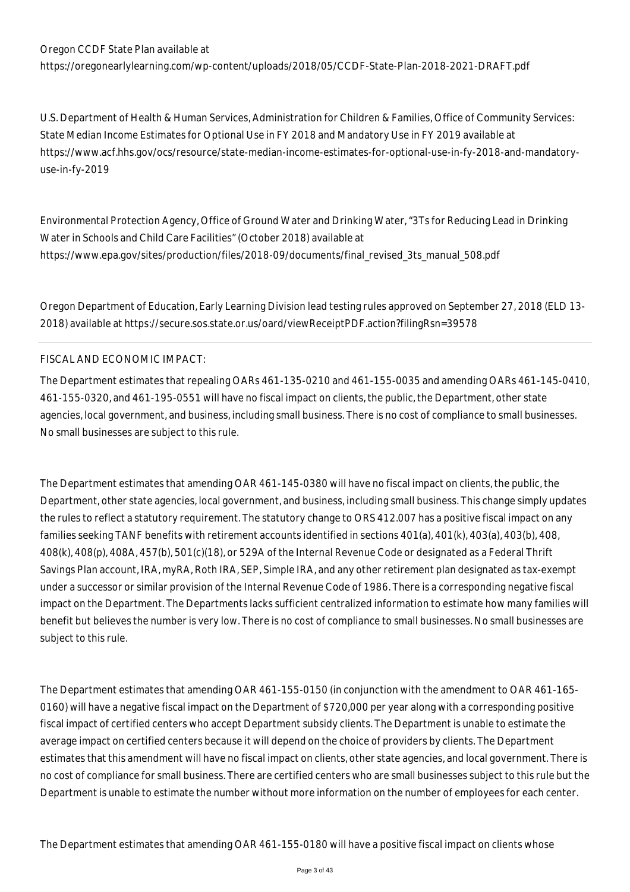Oregon CCDF State Plan available at https://oregonearlylearning.com/wp-content/uploads/2018/05/CCDF-State-Plan-2018-2021-DRAFT.pdf

U.S. Department of Health & Human Services, Administration for Children & Families, Office of Community Services: State Median Income Estimates for Optional Use in FY 2018 and Mandatory Use in FY 2019 available at https://www.acf.hhs.gov/ocs/resource/state-median-income-estimates-for-optional-use-in-fy-2018-and-mandatory-use-in-fy-2019

Environmental Protection Agency, Office of Ground Water and Drinking Water, "3Ts for Reducing Lead in Drinking Water in Schools and Child Care Facilities" (October 2018) available at https://www.epa.gov/sites/production/files/2018-09/documents/final_revised_3ts_manual_508.pdf

Oregon Department of Education, Early Learning Division lead testing rules approved on September 27, 2018 (ELD 13-2018) available at https://secure.sos.state.or.us/oard/viewReceiptPDF.action?filingRsn=39578

---

FISCAL AND ECONOMIC IMPACT:

The Department estimates that repealing OARs 461-135-0210 and 461-155-0035 and amending OARs 461-145-0410, 461-155-0320, and 461-195-0551 will have no fiscal impact on clients, the public, the Department, other state agencies, local government, and business, including small business. There is no cost of compliance to small businesses. No small businesses are subject to this rule.

The Department estimates that amending OAR 461-145-0380 will have no fiscal impact on clients, the public, the Department, other state agencies, local government, and business, including small business. This change simply updates the rules to reflect a statutory requirement. The statutory change to ORS 412.007 has a positive fiscal impact on any families seeking TANF benefits with retirement accounts identified in sections 401(a), 401(k), 403(a), 403(b), 408, 408(k), 408(p), 408A, 457(b), 501(c)(18), or 529A of the Internal Revenue Code or designated as a Federal Thrift Savings Plan account, IRA, myRA, Roth IRA, SEP, Simple IRA, and any other retirement plan designated as tax-exempt under a successor or similar provision of the Internal Revenue Code of 1986. There is a corresponding negative fiscal impact on the Department. The Departments lacks sufficient centralized information to estimate how many families will benefit but believes the number is very low. There is no cost of compliance to small businesses. No small businesses are subject to this rule.

The Department estimates that amending OAR 461-155-0150 (in conjunction with the amendment to OAR 461-165-0160) will have a negative fiscal impact on the Department of $720,000 per year along with a corresponding positive fiscal impact of certified centers who accept Department subsidy clients. The Department is unable to estimate the average impact on certified centers because it will depend on the choice of providers by clients. The Department estimates that this amendment will have no fiscal impact on clients, other state agencies, and local government. There is no cost of compliance for small business. There are certified centers who are small businesses subject to this rule but the Department is unable to estimate the number without more information on the number of employees for each center.

The Department estimates that amending OAR 461-155-0180 will have a positive fiscal impact on clients whose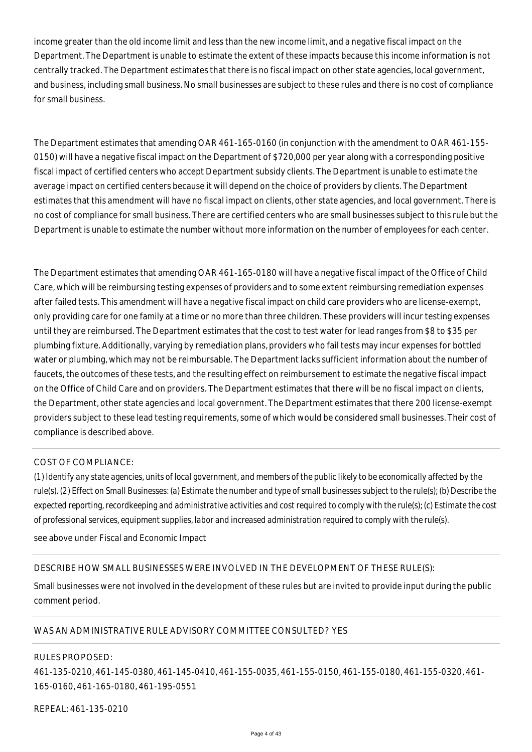income greater than the old income limit and less than the new income limit, and a negative fiscal impact on the Department. The Department is unable to estimate the extent of these impacts because this income information is not centrally tracked. The Department estimates that there is no fiscal impact on other state agencies, local government, and business, including small business. No small businesses are subject to these rules and there is no cost of compliance for small business.

The Department estimates that amending OAR 461-165-0160 (in conjunction with the amendment to OAR 461-155-0150) will have a negative fiscal impact on the Department of $720,000 per year along with a corresponding positive fiscal impact of certified centers who accept Department subsidy clients. The Department is unable to estimate the average impact on certified centers because it will depend on the choice of providers by clients. The Department estimates that this amendment will have no fiscal impact on clients, other state agencies, and local government. There is no cost of compliance for small business. There are certified centers who are small businesses subject to this rule but the Department is unable to estimate the number without more information on the number of employees for each center.

The Department estimates that amending OAR 461-165-0180 will have a negative fiscal impact of the Office of Child Care, which will be reimbursing testing expenses of providers and to some extent reimbursing remediation expenses after failed tests. This amendment will have a negative fiscal impact on child care providers who are license-exempt, only providing care for one family at a time or no more than three children. These providers will incur testing expenses until they are reimbursed. The Department estimates that the cost to test water for lead ranges from $8 to $35 per plumbing fixture. Additionally, varying by remediation plans, providers who fail tests may incur expenses for bottled water or plumbing, which may not be reimbursable. The Department lacks sufficient information about the number of faucets, the outcomes of these tests, and the resulting effect on reimbursement to estimate the negative fiscal impact on the Office of Child Care and on providers. The Department estimates that there will be no fiscal impact on clients, the Department, other state agencies and local government. The Department estimates that there 200 license-exempt providers subject to these lead testing requirements, some of which would be considered small businesses. Their cost of compliance is described above.

COST OF COMPLIANCE:

*(1) Identify any state agencies, units of local government, and members of the public likely to be economically affected by the rule(s). (2) Effect on Small Businesses: (a) Estimate the number and type of small businesses subject to the rule(s); (b) Describe the expected reporting, recordkeeping and administrative activities and cost required to comply with the rule(s); (c) Estimate the cost of professional services, equipment supplies, labor and increased administration required to comply with the rule(s).*

see above under Fiscal and Economic Impact

DESCRIBE HOW SMALL BUSINESSES WERE INVOLVED IN THE DEVELOPMENT OF THESE RULE(S):

Small businesses were not involved in the development of these rules but are invited to provide input during the public comment period.

WAS AN ADMINISTRATIVE RULE ADVISORY COMMITTEE CONSULTED? YES

RULES PROPOSED:

461-135-0210, 461-145-0380, 461-145-0410, 461-155-0035, 461-155-0150, 461-155-0180, 461-155-0320, 461-165-0160, 461-165-0180, 461-195-0551

REPEAL: 461-135-0210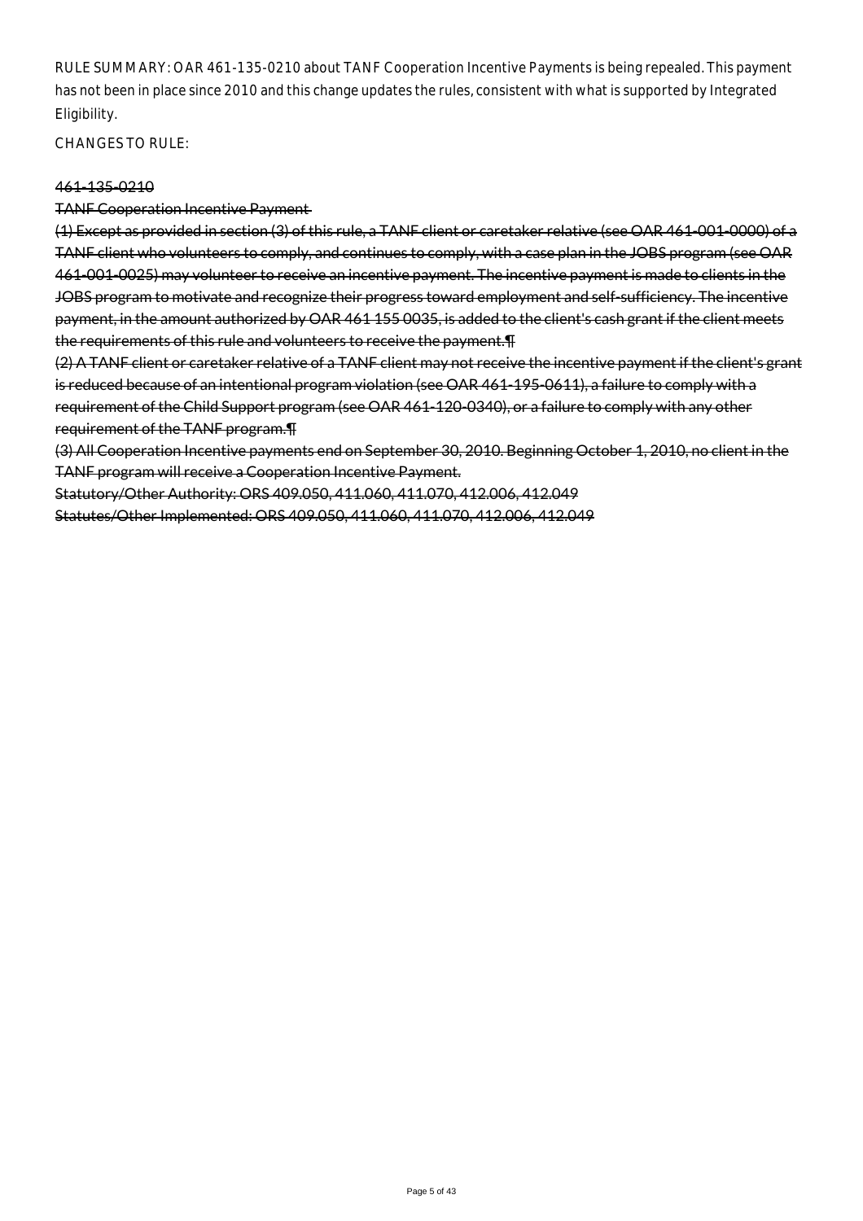RULE SUMMARY: OAR 461-135-0210 about TANF Cooperation Incentive Payments is being repealed. This payment has not been in place since 2010 and this change updates the rules, consistent with what is supported by Integrated Eligibility.

CHANGES TO RULE:

~~461-135-0210~~

~~TANF Cooperation Incentive Payment~~

~~(1) Except as provided in section (3) of this rule, a TANF client or caretaker relative (see OAR 461-001-0000) of a TANF client who volunteers to comply, and continues to comply, with a case plan in the JOBS program (see OAR 461-001-0025) may volunteer to receive an incentive payment. The incentive payment is made to clients in the JOBS program to motivate and recognize their progress toward employment and self-sufficiency. The incentive payment, in the amount authorized by OAR 461 155 0035, is added to the client's cash grant if the client meets the requirements of this rule and volunteers to receive the payment.¶~~

~~(2) A TANF client or caretaker relative of a TANF client may not receive the incentive payment if the client's grant is reduced because of an intentional program violation (see OAR 461-195-0611), a failure to comply with a requirement of the Child Support program (see OAR 461-120-0340), or a failure to comply with any other requirement of the TANF program.¶~~

~~(3) All Cooperation Incentive payments end on September 30, 2010. Beginning October 1, 2010, no client in the TANF program will receive a Cooperation Incentive Payment.~~

~~Statutory/Other Authority: ORS 409.050, 411.060, 411.070, 412.006, 412.049~~

~~Statutes/Other Implemented: ORS 409.050, 411.060, 411.070, 412.006, 412.049~~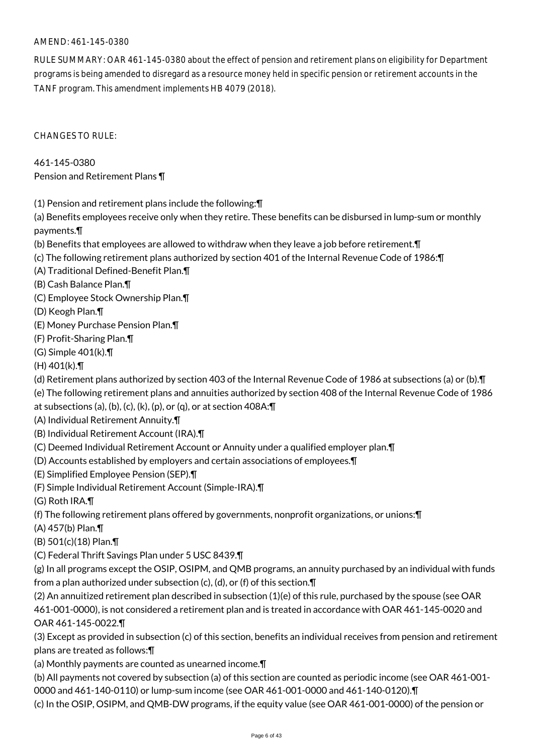AMEND: 461-145-0380

RULE SUMMARY: OAR 461-145-0380 about the effect of pension and retirement plans on eligibility for Department programs is being amended to disregard as a resource money held in specific pension or retirement accounts in the TANF program. This amendment implements HB 4079 (2018).

CHANGES TO RULE:

461-145-0380
Pension and Retirement Plans ¶

(1) Pension and retirement plans include the following:¶
(a) Benefits employees receive only when they retire. These benefits can be disbursed in lump-sum or monthly payments.¶
(b) Benefits that employees are allowed to withdraw when they leave a job before retirement.¶
(c) The following retirement plans authorized by section 401 of the Internal Revenue Code of 1986:¶
(A) Traditional Defined-Benefit Plan.¶
(B) Cash Balance Plan.¶
(C) Employee Stock Ownership Plan.¶
(D) Keogh Plan.¶
(E) Money Purchase Pension Plan.¶
(F) Profit-Sharing Plan.¶
(G) Simple 401(k).¶
(H) 401(k).¶
(d) Retirement plans authorized by section 403 of the Internal Revenue Code of 1986 at subsections (a) or (b).¶
(e) The following retirement plans and annuities authorized by section 408 of the Internal Revenue Code of 1986 at subsections (a), (b), (c), (k), (p), or (q), or at section 408A:¶
(A) Individual Retirement Annuity.¶
(B) Individual Retirement Account (IRA).¶
(C) Deemed Individual Retirement Account or Annuity under a qualified employer plan.¶
(D) Accounts established by employers and certain associations of employees.¶
(E) Simplified Employee Pension (SEP).¶
(F) Simple Individual Retirement Account (Simple-IRA).¶
(G) Roth IRA.¶
(f) The following retirement plans offered by governments, nonprofit organizations, or unions:¶
(A) 457(b) Plan.¶
(B) 501(c)(18) Plan.¶
(C) Federal Thrift Savings Plan under 5 USC 8439.¶
(g) In all programs except the OSIP, OSIPM, and QMB programs, an annuity purchased by an individual with funds from a plan authorized under subsection (c), (d), or (f) of this section.¶
(2) An annuitized retirement plan described in subsection (1)(e) of this rule, purchased by the spouse (see OAR 461-001-0000), is not considered a retirement plan and is treated in accordance with OAR 461-145-0020 and OAR 461-145-0022.¶
(3) Except as provided in subsection (c) of this section, benefits an individual receives from pension and retirement plans are treated as follows:¶
(a) Monthly payments are counted as unearned income.¶
(b) All payments not covered by subsection (a) of this section are counted as periodic income (see OAR 461-001-0000 and 461-140-0110) or lump-sum income (see OAR 461-001-0000 and 461-140-0120).¶
(c) In the OSIP, OSIPM, and QMB-DW programs, if the equity value (see OAR 461-001-0000) of the pension or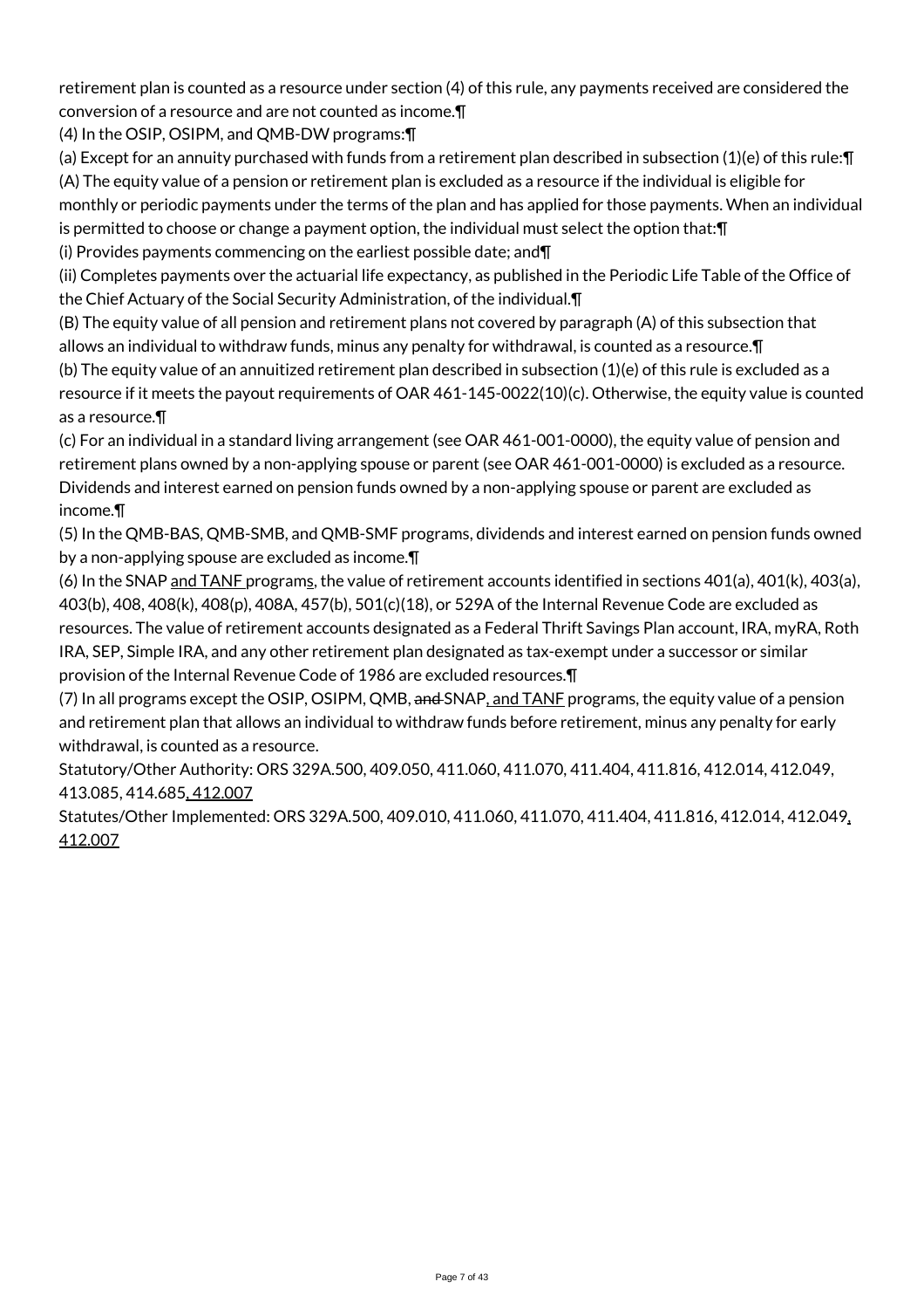retirement plan is counted as a resource under section (4) of this rule, any payments received are considered the conversion of a resource and are not counted as income.¶

(4) In the OSIP, OSIPM, and QMB-DW programs:¶

(a) Except for an annuity purchased with funds from a retirement plan described in subsection (1)(e) of this rule:¶

(A) The equity value of a pension or retirement plan is excluded as a resource if the individual is eligible for monthly or periodic payments under the terms of the plan and has applied for those payments. When an individual is permitted to choose or change a payment option, the individual must select the option that:¶

(i) Provides payments commencing on the earliest possible date; and¶

(ii) Completes payments over the actuarial life expectancy, as published in the Periodic Life Table of the Office of the Chief Actuary of the Social Security Administration, of the individual.¶

(B) The equity value of all pension and retirement plans not covered by paragraph (A) of this subsection that allows an individual to withdraw funds, minus any penalty for withdrawal, is counted as a resource.¶

(b) The equity value of an annuitized retirement plan described in subsection (1)(e) of this rule is excluded as a resource if it meets the payout requirements of OAR 461-145-0022(10)(c). Otherwise, the equity value is counted as a resource.¶

(c) For an individual in a standard living arrangement (see OAR 461-001-0000), the equity value of pension and retirement plans owned by a non-applying spouse or parent (see OAR 461-001-0000) is excluded as a resource. Dividends and interest earned on pension funds owned by a non-applying spouse or parent are excluded as income.¶

(5) In the QMB-BAS, QMB-SMB, and QMB-SMF programs, dividends and interest earned on pension funds owned by a non-applying spouse are excluded as income.¶

(6) In the SNAP and TANF programs, the value of retirement accounts identified in sections 401(a), 401(k), 403(a), 403(b), 408, 408(k), 408(p), 408A, 457(b), 501(c)(18), or 529A of the Internal Revenue Code are excluded as resources. The value of retirement accounts designated as a Federal Thrift Savings Plan account, IRA, myRA, Roth IRA, SEP, Simple IRA, and any other retirement plan designated as tax-exempt under a successor or similar provision of the Internal Revenue Code of 1986 are excluded resources.¶

(7) In all programs except the OSIP, OSIPM, QMB, ~~and~~ SNAP, and TANF programs, the equity value of a pension and retirement plan that allows an individual to withdraw funds before retirement, minus any penalty for early withdrawal, is counted as a resource.

Statutory/Other Authority: ORS 329A.500, 409.050, 411.060, 411.070, 411.404, 411.816, 412.014, 412.049, 413.085, 414.685, 412.007

Statutes/Other Implemented: ORS 329A.500, 409.010, 411.060, 411.070, 411.404, 411.816, 412.014, 412.049, 412.007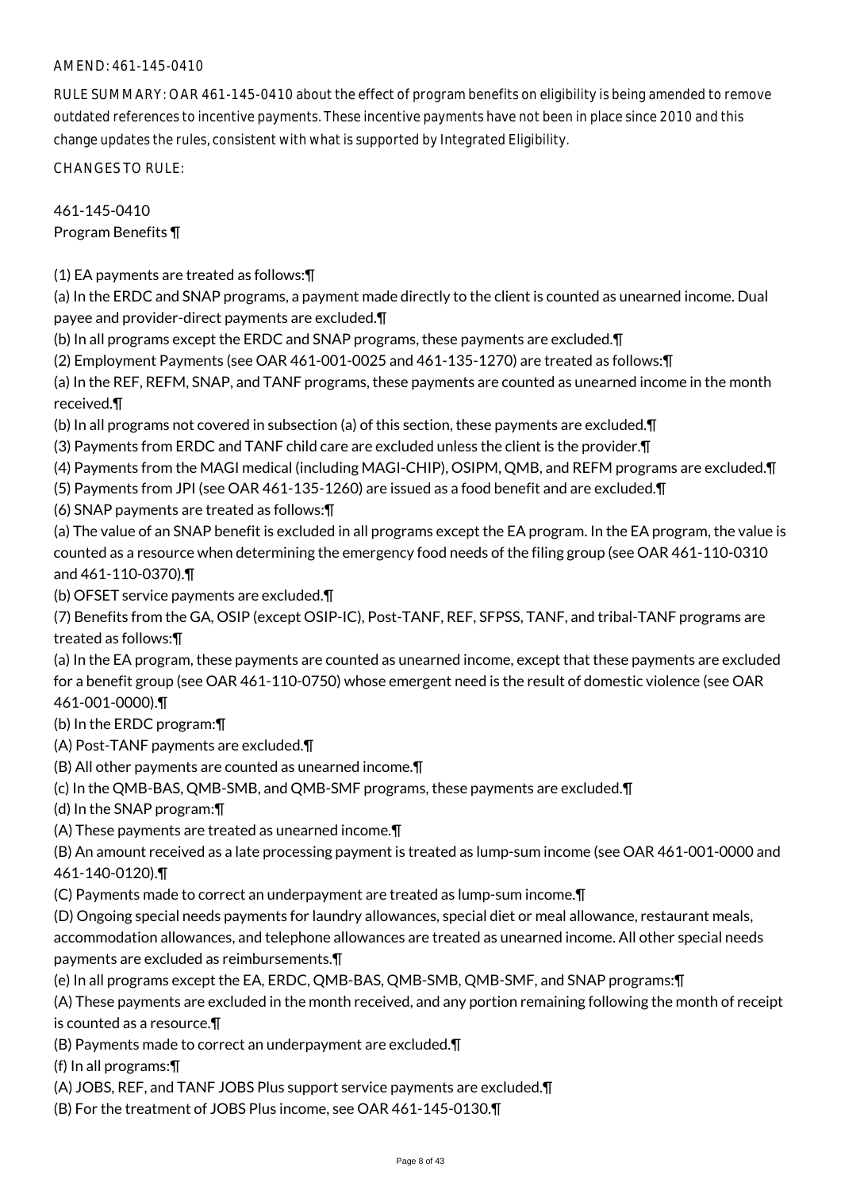AMEND: 461-145-0410

RULE SUMMARY: OAR 461-145-0410 about the effect of program benefits on eligibility is being amended to remove outdated references to incentive payments. These incentive payments have not been in place since 2010 and this change updates the rules, consistent with what is supported by Integrated Eligibility.

CHANGES TO RULE:

461-145-0410
Program Benefits ¶

(1) EA payments are treated as follows:¶
(a) In the ERDC and SNAP programs, a payment made directly to the client is counted as unearned income. Dual payee and provider-direct payments are excluded.¶
(b) In all programs except the ERDC and SNAP programs, these payments are excluded.¶
(2) Employment Payments (see OAR 461-001-0025 and 461-135-1270) are treated as follows:¶
(a) In the REF, REFM, SNAP, and TANF programs, these payments are counted as unearned income in the month received.¶
(b) In all programs not covered in subsection (a) of this section, these payments are excluded.¶
(3) Payments from ERDC and TANF child care are excluded unless the client is the provider.¶
(4) Payments from the MAGI medical (including MAGI-CHIP), OSIPM, QMB, and REFM programs are excluded.¶
(5) Payments from JPI (see OAR 461-135-1260) are issued as a food benefit and are excluded.¶
(6) SNAP payments are treated as follows:¶
(a) The value of an SNAP benefit is excluded in all programs except the EA program. In the EA program, the value is counted as a resource when determining the emergency food needs of the filing group (see OAR 461-110-0310 and 461-110-0370).¶
(b) OFSET service payments are excluded.¶
(7) Benefits from the GA, OSIP (except OSIP-IC), Post-TANF, REF, SFPSS, TANF, and tribal-TANF programs are treated as follows:¶
(a) In the EA program, these payments are counted as unearned income, except that these payments are excluded for a benefit group (see OAR 461-110-0750) whose emergent need is the result of domestic violence (see OAR 461-001-0000).¶
(b) In the ERDC program:¶
(A) Post-TANF payments are excluded.¶
(B) All other payments are counted as unearned income.¶
(c) In the QMB-BAS, QMB-SMB, and QMB-SMF programs, these payments are excluded.¶
(d) In the SNAP program:¶
(A) These payments are treated as unearned income.¶
(B) An amount received as a late processing payment is treated as lump-sum income (see OAR 461-001-0000 and 461-140-0120).¶
(C) Payments made to correct an underpayment are treated as lump-sum income.¶
(D) Ongoing special needs payments for laundry allowances, special diet or meal allowance, restaurant meals, accommodation allowances, and telephone allowances are treated as unearned income. All other special needs payments are excluded as reimbursements.¶
(e) In all programs except the EA, ERDC, QMB-BAS, QMB-SMB, QMB-SMF, and SNAP programs:¶
(A) These payments are excluded in the month received, and any portion remaining following the month of receipt is counted as a resource.¶
(B) Payments made to correct an underpayment are excluded.¶
(f) In all programs:¶
(A) JOBS, REF, and TANF JOBS Plus support service payments are excluded.¶
(B) For the treatment of JOBS Plus income, see OAR 461-145-0130.¶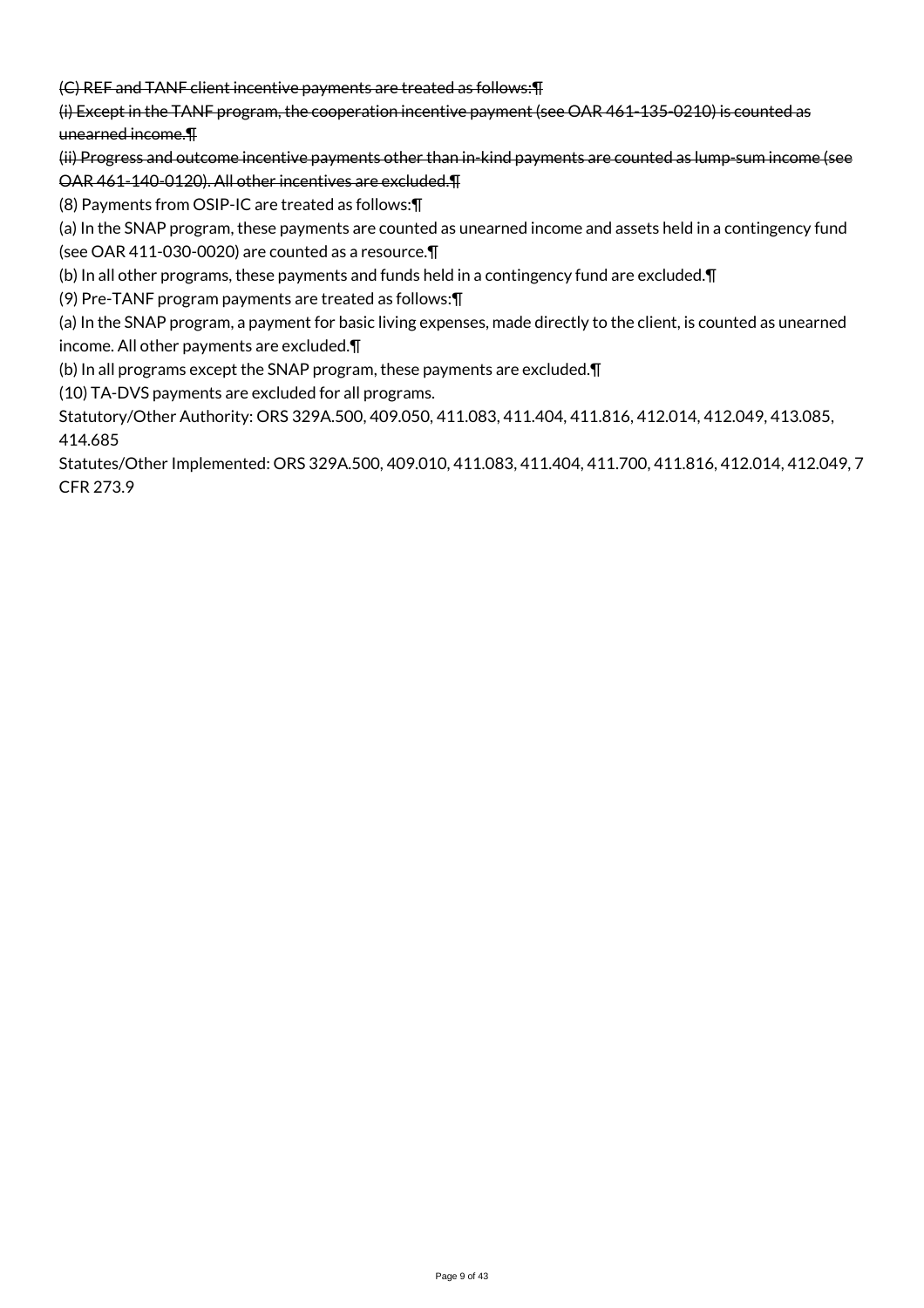~~(C) REF and TANF client incentive payments are treated as follows:¶~~

~~(i) Except in the TANF program, the cooperation incentive payment (see OAR 461-135-0210) is counted as unearned income.¶~~

~~(ii) Progress and outcome incentive payments other than in-kind payments are counted as lump-sum income (see OAR 461-140-0120). All other incentives are excluded.¶~~

(8) Payments from OSIP-IC are treated as follows:¶

(a) In the SNAP program, these payments are counted as unearned income and assets held in a contingency fund (see OAR 411-030-0020) are counted as a resource.¶

(b) In all other programs, these payments and funds held in a contingency fund are excluded.¶

(9) Pre-TANF program payments are treated as follows:¶

(a) In the SNAP program, a payment for basic living expenses, made directly to the client, is counted as unearned income. All other payments are excluded.¶

(b) In all programs except the SNAP program, these payments are excluded.¶

(10) TA-DVS payments are excluded for all programs.

Statutory/Other Authority: ORS 329A.500, 409.050, 411.083, 411.404, 411.816, 412.014, 412.049, 413.085, 414.685

Statutes/Other Implemented: ORS 329A.500, 409.010, 411.083, 411.404, 411.700, 411.816, 412.014, 412.049, 7 CFR 273.9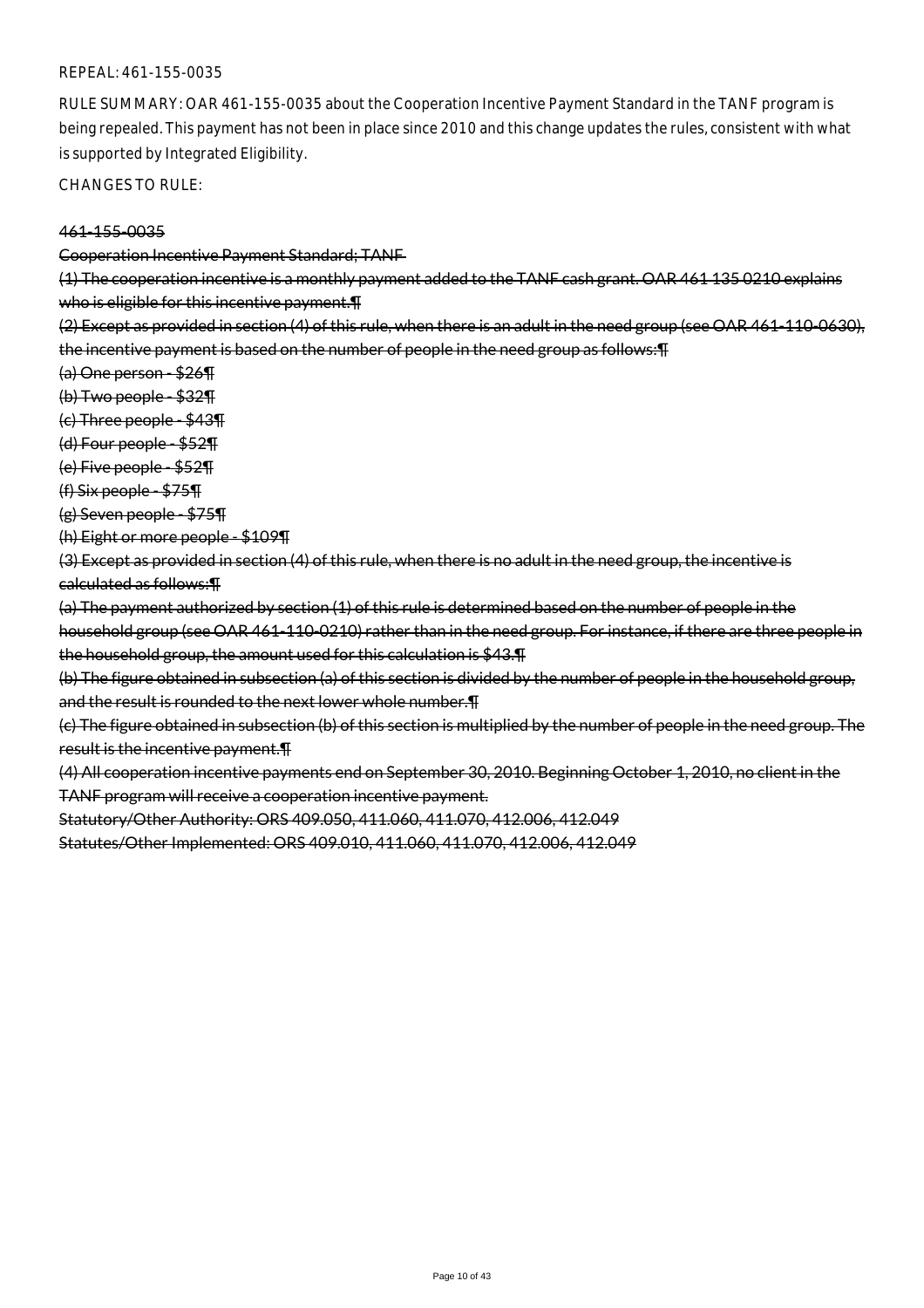REPEAL: 461-155-0035

RULE SUMMARY: OAR 461-155-0035 about the Cooperation Incentive Payment Standard in the TANF program is being repealed. This payment has not been in place since 2010 and this change updates the rules, consistent with what is supported by Integrated Eligibility.

CHANGES TO RULE:

~~461-155-0035~~

~~Cooperation Incentive Payment Standard; TANF~~

~~(1) The cooperation incentive is a monthly payment added to the TANF cash grant. OAR 461 135 0210 explains who is eligible for this incentive payment.¶~~

~~(2) Except as provided in section (4) of this rule, when there is an adult in the need group (see OAR 461-110-0630), the incentive payment is based on the number of people in the need group as follows:¶~~

~~(a) One person - $26¶~~

~~(b) Two people - $32¶~~

~~(c) Three people - $43¶~~

~~(d) Four people - $52¶~~

~~(e) Five people - $52¶~~

~~(f) Six people - $75¶~~

~~(g) Seven people - $75¶~~

~~(h) Eight or more people - $109¶~~

~~(3) Except as provided in section (4) of this rule, when there is no adult in the need group, the incentive is calculated as follows:¶~~

~~(a) The payment authorized by section (1) of this rule is determined based on the number of people in the household group (see OAR 461-110-0210) rather than in the need group. For instance, if there are three people in the household group, the amount used for this calculation is $43.¶~~

~~(b) The figure obtained in subsection (a) of this section is divided by the number of people in the household group, and the result is rounded to the next lower whole number.¶~~

~~(c) The figure obtained in subsection (b) of this section is multiplied by the number of people in the need group. The result is the incentive payment.¶~~

~~(4) All cooperation incentive payments end on September 30, 2010. Beginning October 1, 2010, no client in the TANF program will receive a cooperation incentive payment.~~

~~Statutory/Other Authority: ORS 409.050, 411.060, 411.070, 412.006, 412.049~~

~~Statutes/Other Implemented: ORS 409.010, 411.060, 411.070, 412.006, 412.049~~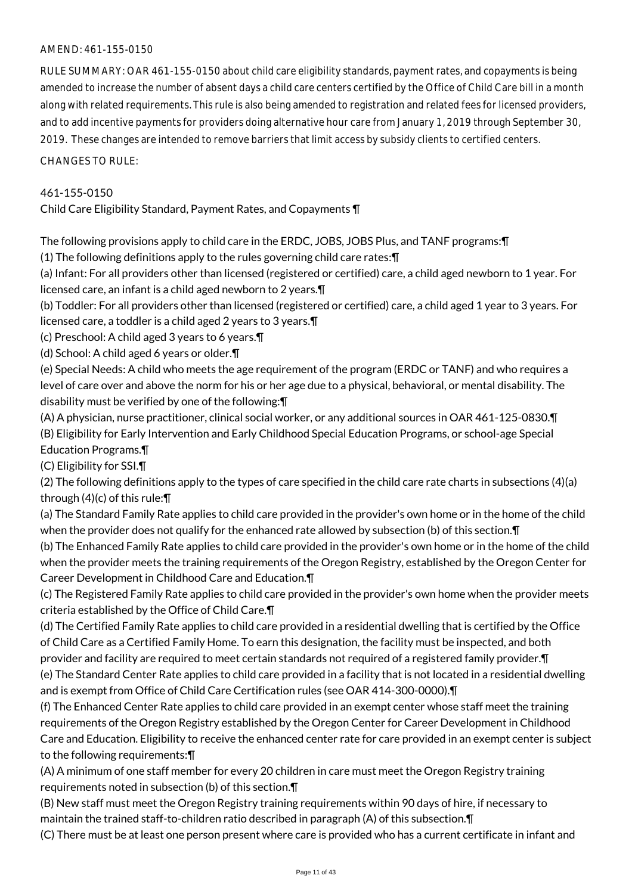AMEND: 461-155-0150

RULE SUMMARY: OAR 461-155-0150 about child care eligibility standards, payment rates, and copayments is being amended to increase the number of absent days a child care centers certified by the Office of Child Care bill in a month along with related requirements. This rule is also being amended to registration and related fees for licensed providers, and to add incentive payments for providers doing alternative hour care from January 1, 2019 through September 30, 2019. These changes are intended to remove barriers that limit access by subsidy clients to certified centers.

CHANGES TO RULE:

461-155-0150
Child Care Eligibility Standard, Payment Rates, and Copayments ¶

The following provisions apply to child care in the ERDC, JOBS, JOBS Plus, and TANF programs:¶
(1) The following definitions apply to the rules governing child care rates:¶
(a) Infant: For all providers other than licensed (registered or certified) care, a child aged newborn to 1 year. For licensed care, an infant is a child aged newborn to 2 years.¶
(b) Toddler: For all providers other than licensed (registered or certified) care, a child aged 1 year to 3 years. For licensed care, a toddler is a child aged 2 years to 3 years.¶
(c) Preschool: A child aged 3 years to 6 years.¶
(d) School: A child aged 6 years or older.¶
(e) Special Needs: A child who meets the age requirement of the program (ERDC or TANF) and who requires a level of care over and above the norm for his or her age due to a physical, behavioral, or mental disability. The disability must be verified by one of the following:¶
(A) A physician, nurse practitioner, clinical social worker, or any additional sources in OAR 461-125-0830.¶
(B) Eligibility for Early Intervention and Early Childhood Special Education Programs, or school-age Special Education Programs.¶
(C) Eligibility for SSI.¶
(2) The following definitions apply to the types of care specified in the child care rate charts in subsections (4)(a) through (4)(c) of this rule:¶
(a) The Standard Family Rate applies to child care provided in the provider's own home or in the home of the child when the provider does not qualify for the enhanced rate allowed by subsection (b) of this section.¶
(b) The Enhanced Family Rate applies to child care provided in the provider's own home or in the home of the child when the provider meets the training requirements of the Oregon Registry, established by the Oregon Center for Career Development in Childhood Care and Education.¶
(c) The Registered Family Rate applies to child care provided in the provider's own home when the provider meets criteria established by the Office of Child Care.¶
(d) The Certified Family Rate applies to child care provided in a residential dwelling that is certified by the Office of Child Care as a Certified Family Home. To earn this designation, the facility must be inspected, and both provider and facility are required to meet certain standards not required of a registered family provider.¶
(e) The Standard Center Rate applies to child care provided in a facility that is not located in a residential dwelling and is exempt from Office of Child Care Certification rules (see OAR 414-300-0000).¶
(f) The Enhanced Center Rate applies to child care provided in an exempt center whose staff meet the training requirements of the Oregon Registry established by the Oregon Center for Career Development in Childhood Care and Education. Eligibility to receive the enhanced center rate for care provided in an exempt center is subject to the following requirements:¶
(A) A minimum of one staff member for every 20 children in care must meet the Oregon Registry training requirements noted in subsection (b) of this section.¶
(B) New staff must meet the Oregon Registry training requirements within 90 days of hire, if necessary to maintain the trained staff-to-children ratio described in paragraph (A) of this subsection.¶
(C) There must be at least one person present where care is provided who has a current certificate in infant and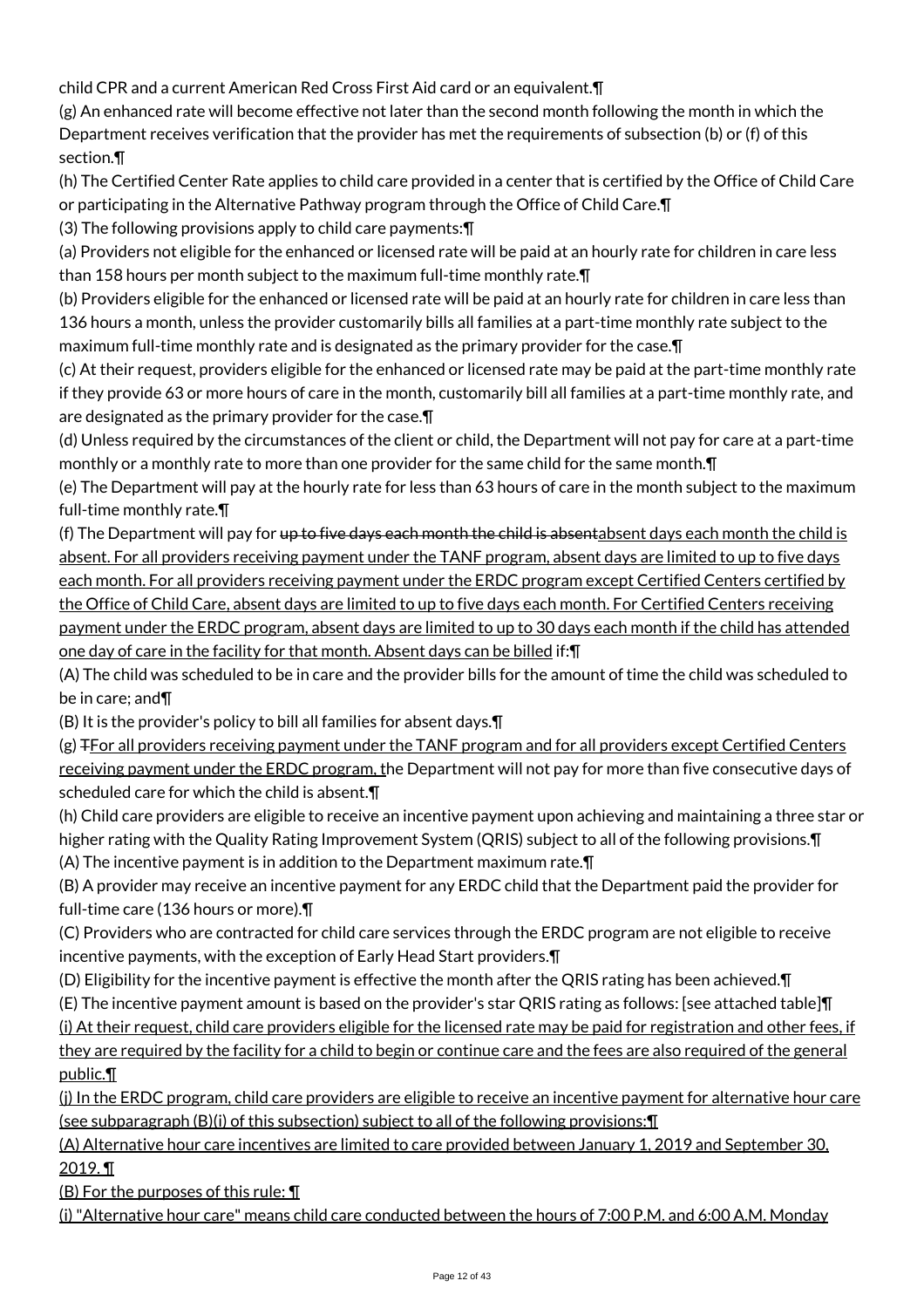child CPR and a current American Red Cross First Aid card or an equivalent.¶

(g) An enhanced rate will become effective not later than the second month following the month in which the Department receives verification that the provider has met the requirements of subsection (b) or (f) of this section.¶

(h) The Certified Center Rate applies to child care provided in a center that is certified by the Office of Child Care or participating in the Alternative Pathway program through the Office of Child Care.¶

(3) The following provisions apply to child care payments:¶

(a) Providers not eligible for the enhanced or licensed rate will be paid at an hourly rate for children in care less than 158 hours per month subject to the maximum full-time monthly rate.¶

(b) Providers eligible for the enhanced or licensed rate will be paid at an hourly rate for children in care less than 136 hours a month, unless the provider customarily bills all families at a part-time monthly rate subject to the maximum full-time monthly rate and is designated as the primary provider for the case.¶

(c) At their request, providers eligible for the enhanced or licensed rate may be paid at the part-time monthly rate if they provide 63 or more hours of care in the month, customarily bill all families at a part-time monthly rate, and are designated as the primary provider for the case.¶

(d) Unless required by the circumstances of the client or child, the Department will not pay for care at a part-time monthly or a monthly rate to more than one provider for the same child for the same month.¶

(e) The Department will pay at the hourly rate for less than 63 hours of care in the month subject to the maximum full-time monthly rate.¶

(f) The Department will pay for ~~up to five days each month the child is absent~~absent days each month the child is absent. For all providers receiving payment under the TANF program, absent days are limited to up to five days each month. For all providers receiving payment under the ERDC program except Certified Centers certified by the Office of Child Care, absent days are limited to up to five days each month. For Certified Centers receiving payment under the ERDC program, absent days are limited to up to 30 days each month if the child has attended one day of care in the facility for that month. Absent days can be billed if:¶

(A) The child was scheduled to be in care and the provider bills for the amount of time the child was scheduled to be in care; and¶

(B) It is the provider's policy to bill all families for absent days.¶

(g) ~~T~~For all providers receiving payment under the TANF program and for all providers except Certified Centers receiving payment under the ERDC program, the Department will not pay for more than five consecutive days of scheduled care for which the child is absent.¶

(h) Child care providers are eligible to receive an incentive payment upon achieving and maintaining a three star or higher rating with the Quality Rating Improvement System (QRIS) subject to all of the following provisions.¶

(A) The incentive payment is in addition to the Department maximum rate.¶

(B) A provider may receive an incentive payment for any ERDC child that the Department paid the provider for full-time care (136 hours or more).¶

(C) Providers who are contracted for child care services through the ERDC program are not eligible to receive incentive payments, with the exception of Early Head Start providers.¶

(D) Eligibility for the incentive payment is effective the month after the QRIS rating has been achieved.¶

(E) The incentive payment amount is based on the provider's star QRIS rating as follows: [see attached table]¶

(i) At their request, child care providers eligible for the licensed rate may be paid for registration and other fees, if they are required by the facility for a child to begin or continue care and the fees are also required of the general public.¶

(j) In the ERDC program, child care providers are eligible to receive an incentive payment for alternative hour care (see subparagraph (B)(i) of this subsection) subject to all of the following provisions:¶

(A) Alternative hour care incentives are limited to care provided between January 1, 2019 and September 30, 2019. ¶

(B) For the purposes of this rule: ¶

(i) "Alternative hour care" means child care conducted between the hours of 7:00 P.M. and 6:00 A.M. Monday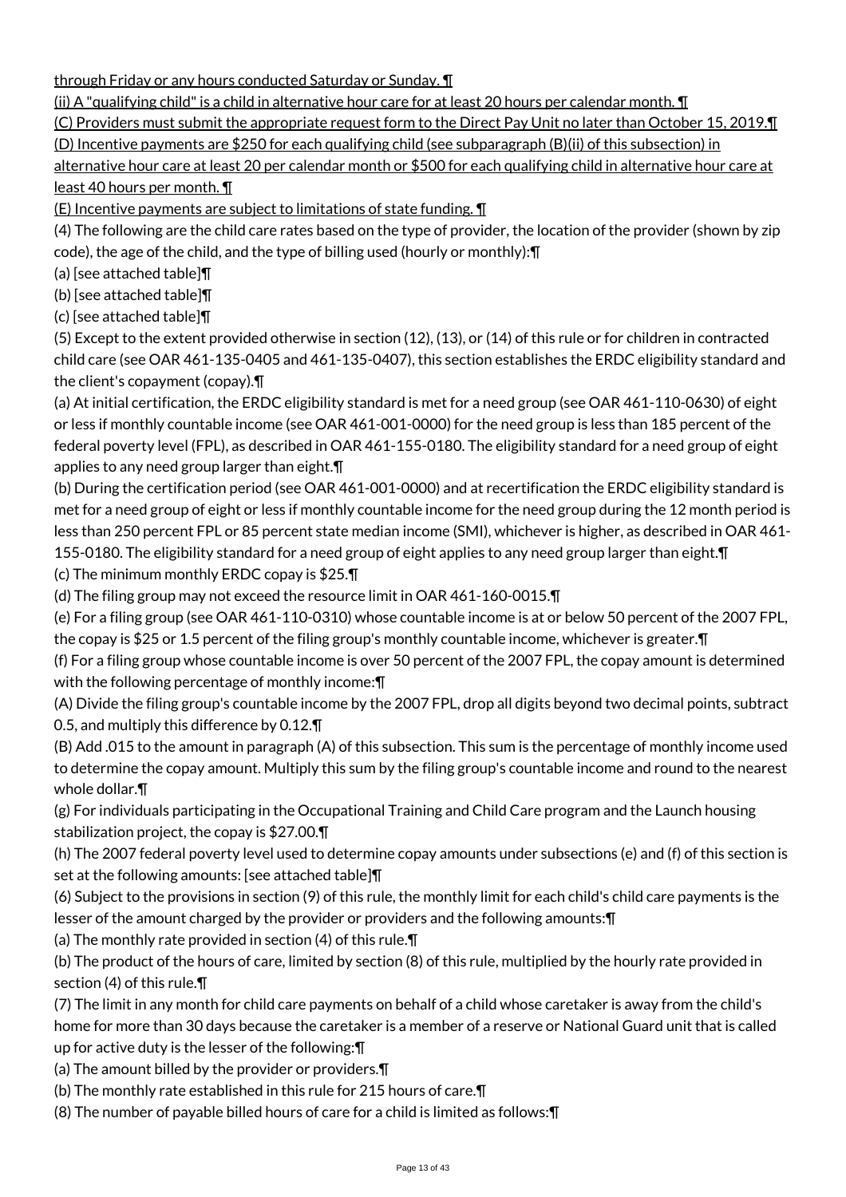through Friday or any hours conducted Saturday or Sunday. ¶

(ii) A "qualifying child" is a child in alternative hour care for at least 20 hours per calendar month. ¶

(C) Providers must submit the appropriate request form to the Direct Pay Unit no later than October 15, 2019.¶

(D) Incentive payments are $250 for each qualifying child (see subparagraph (B)(ii) of this subsection) in alternative hour care at least 20 per calendar month or $500 for each qualifying child in alternative hour care at least 40 hours per month. ¶

(E) Incentive payments are subject to limitations of state funding. ¶

(4) The following are the child care rates based on the type of provider, the location of the provider (shown by zip code), the age of the child, and the type of billing used (hourly or monthly):¶

(a) [see attached table]¶

(b) [see attached table]¶

(c) [see attached table]¶

(5) Except to the extent provided otherwise in section (12), (13), or (14) of this rule or for children in contracted child care (see OAR 461-135-0405 and 461-135-0407), this section establishes the ERDC eligibility standard and the client's copayment (copay).¶

(a) At initial certification, the ERDC eligibility standard is met for a need group (see OAR 461-110-0630) of eight or less if monthly countable income (see OAR 461-001-0000) for the need group is less than 185 percent of the federal poverty level (FPL), as described in OAR 461-155-0180. The eligibility standard for a need group of eight applies to any need group larger than eight.¶

(b) During the certification period (see OAR 461-001-0000) and at recertification the ERDC eligibility standard is met for a need group of eight or less if monthly countable income for the need group during the 12 month period is less than 250 percent FPL or 85 percent state median income (SMI), whichever is higher, as described in OAR 461-155-0180. The eligibility standard for a need group of eight applies to any need group larger than eight.¶

(c) The minimum monthly ERDC copay is $25.¶

(d) The filing group may not exceed the resource limit in OAR 461-160-0015.¶

(e) For a filing group (see OAR 461-110-0310) whose countable income is at or below 50 percent of the 2007 FPL, the copay is $25 or 1.5 percent of the filing group's monthly countable income, whichever is greater.¶

(f) For a filing group whose countable income is over 50 percent of the 2007 FPL, the copay amount is determined with the following percentage of monthly income:¶

(A) Divide the filing group's countable income by the 2007 FPL, drop all digits beyond two decimal points, subtract 0.5, and multiply this difference by 0.12.¶

(B) Add .015 to the amount in paragraph (A) of this subsection. This sum is the percentage of monthly income used to determine the copay amount. Multiply this sum by the filing group's countable income and round to the nearest whole dollar.¶

(g) For individuals participating in the Occupational Training and Child Care program and the Launch housing stabilization project, the copay is $27.00.¶

(h) The 2007 federal poverty level used to determine copay amounts under subsections (e) and (f) of this section is set at the following amounts: [see attached table]¶

(6) Subject to the provisions in section (9) of this rule, the monthly limit for each child's child care payments is the lesser of the amount charged by the provider or providers and the following amounts:¶

(a) The monthly rate provided in section (4) of this rule.¶

(b) The product of the hours of care, limited by section (8) of this rule, multiplied by the hourly rate provided in section (4) of this rule.¶

(7) The limit in any month for child care payments on behalf of a child whose caretaker is away from the child's home for more than 30 days because the caretaker is a member of a reserve or National Guard unit that is called up for active duty is the lesser of the following:¶

(a) The amount billed by the provider or providers.¶

(b) The monthly rate established in this rule for 215 hours of care.¶

(8) The number of payable billed hours of care for a child is limited as follows:¶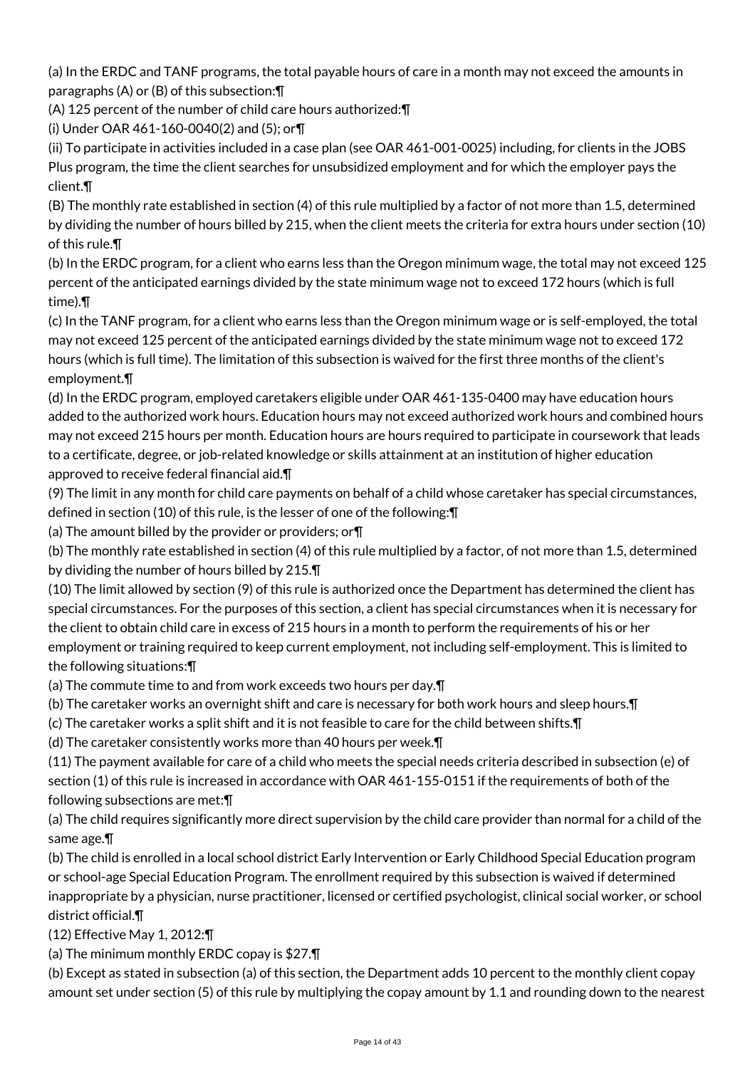(a) In the ERDC and TANF programs, the total payable hours of care in a month may not exceed the amounts in paragraphs (A) or (B) of this subsection:¶

(A) 125 percent of the number of child care hours authorized:¶

(i) Under OAR 461-160-0040(2) and (5); or¶

(ii) To participate in activities included in a case plan (see OAR 461-001-0025) including, for clients in the JOBS Plus program, the time the client searches for unsubsidized employment and for which the employer pays the client.¶

(B) The monthly rate established in section (4) of this rule multiplied by a factor of not more than 1.5, determined by dividing the number of hours billed by 215, when the client meets the criteria for extra hours under section (10) of this rule.¶

(b) In the ERDC program, for a client who earns less than the Oregon minimum wage, the total may not exceed 125 percent of the anticipated earnings divided by the state minimum wage not to exceed 172 hours (which is full time).¶

(c) In the TANF program, for a client who earns less than the Oregon minimum wage or is self-employed, the total may not exceed 125 percent of the anticipated earnings divided by the state minimum wage not to exceed 172 hours (which is full time). The limitation of this subsection is waived for the first three months of the client's employment.¶

(d) In the ERDC program, employed caretakers eligible under OAR 461-135-0400 may have education hours added to the authorized work hours. Education hours may not exceed authorized work hours and combined hours may not exceed 215 hours per month. Education hours are hours required to participate in coursework that leads to a certificate, degree, or job-related knowledge or skills attainment at an institution of higher education approved to receive federal financial aid.¶

(9) The limit in any month for child care payments on behalf of a child whose caretaker has special circumstances, defined in section (10) of this rule, is the lesser of one of the following:¶

(a) The amount billed by the provider or providers; or¶

(b) The monthly rate established in section (4) of this rule multiplied by a factor, of not more than 1.5, determined by dividing the number of hours billed by 215.¶

(10) The limit allowed by section (9) of this rule is authorized once the Department has determined the client has special circumstances. For the purposes of this section, a client has special circumstances when it is necessary for the client to obtain child care in excess of 215 hours in a month to perform the requirements of his or her employment or training required to keep current employment, not including self-employment. This is limited to the following situations:¶

(a) The commute time to and from work exceeds two hours per day.¶

(b) The caretaker works an overnight shift and care is necessary for both work hours and sleep hours.¶

(c) The caretaker works a split shift and it is not feasible to care for the child between shifts.¶

(d) The caretaker consistently works more than 40 hours per week.¶

(11) The payment available for care of a child who meets the special needs criteria described in subsection (e) of section (1) of this rule is increased in accordance with OAR 461-155-0151 if the requirements of both of the following subsections are met:¶

(a) The child requires significantly more direct supervision by the child care provider than normal for a child of the same age.¶

(b) The child is enrolled in a local school district Early Intervention or Early Childhood Special Education program or school-age Special Education Program. The enrollment required by this subsection is waived if determined inappropriate by a physician, nurse practitioner, licensed or certified psychologist, clinical social worker, or school district official.¶

(12) Effective May 1, 2012:¶

(a) The minimum monthly ERDC copay is $27.¶

(b) Except as stated in subsection (a) of this section, the Department adds 10 percent to the monthly client copay amount set under section (5) of this rule by multiplying the copay amount by 1.1 and rounding down to the nearest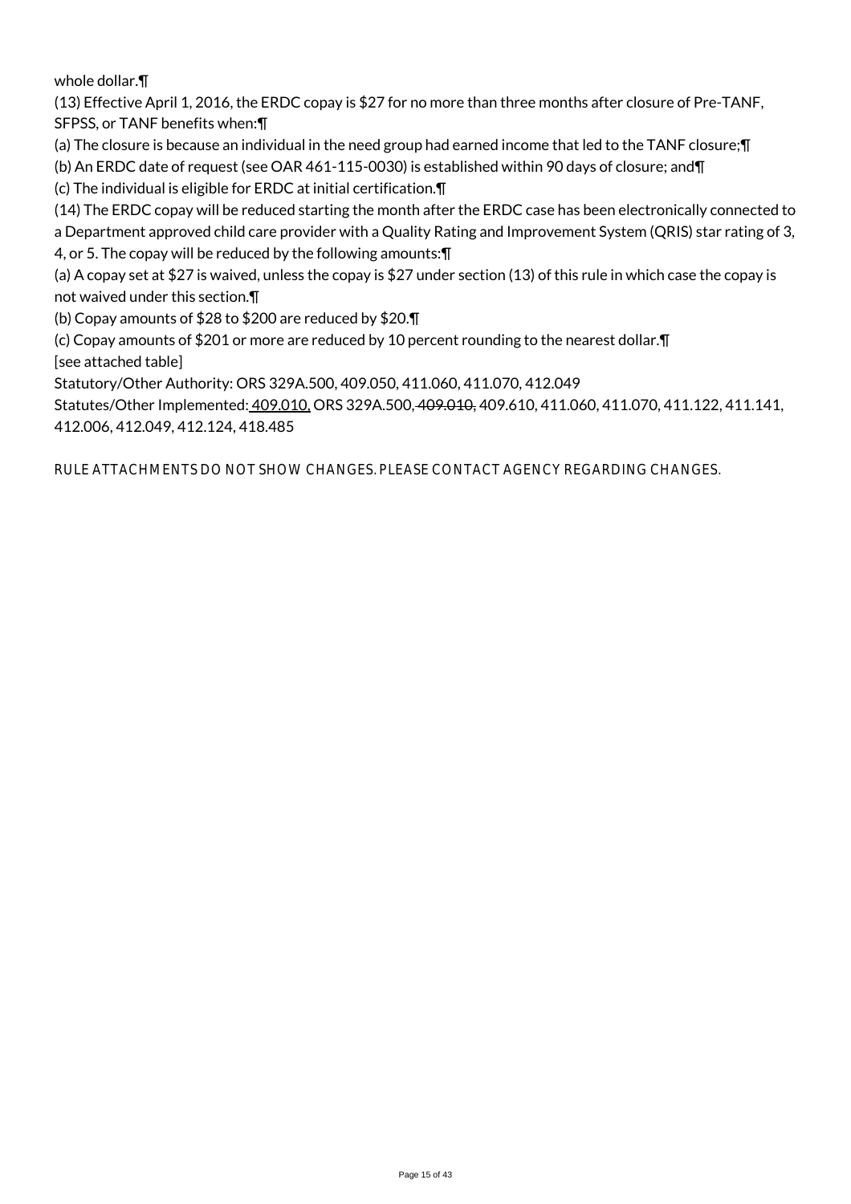whole dollar.¶

(13) Effective April 1, 2016, the ERDC copay is $27 for no more than three months after closure of Pre-TANF, SFPSS, or TANF benefits when:¶

(a) The closure is because an individual in the need group had earned income that led to the TANF closure;¶

(b) An ERDC date of request (see OAR 461-115-0030) is established within 90 days of closure; and¶

(c) The individual is eligible for ERDC at initial certification.¶

(14) The ERDC copay will be reduced starting the month after the ERDC case has been electronically connected to a Department approved child care provider with a Quality Rating and Improvement System (QRIS) star rating of 3, 4, or 5. The copay will be reduced by the following amounts:¶

(a) A copay set at $27 is waived, unless the copay is $27 under section (13) of this rule in which case the copay is not waived under this section.¶

(b) Copay amounts of $28 to $200 are reduced by $20.¶

(c) Copay amounts of $201 or more are reduced by 10 percent rounding to the nearest dollar.¶

[see attached table]

Statutory/Other Authority: ORS 329A.500, 409.050, 411.060, 411.070, 412.049

Statutes/Other Implemented: 409.010, ORS 329A.500, ~~409.010,~~ 409.610, 411.060, 411.070, 411.122, 411.141, 412.006, 412.049, 412.124, 418.485

RULE ATTACHMENTS DO NOT SHOW CHANGES. PLEASE CONTACT AGENCY REGARDING CHANGES.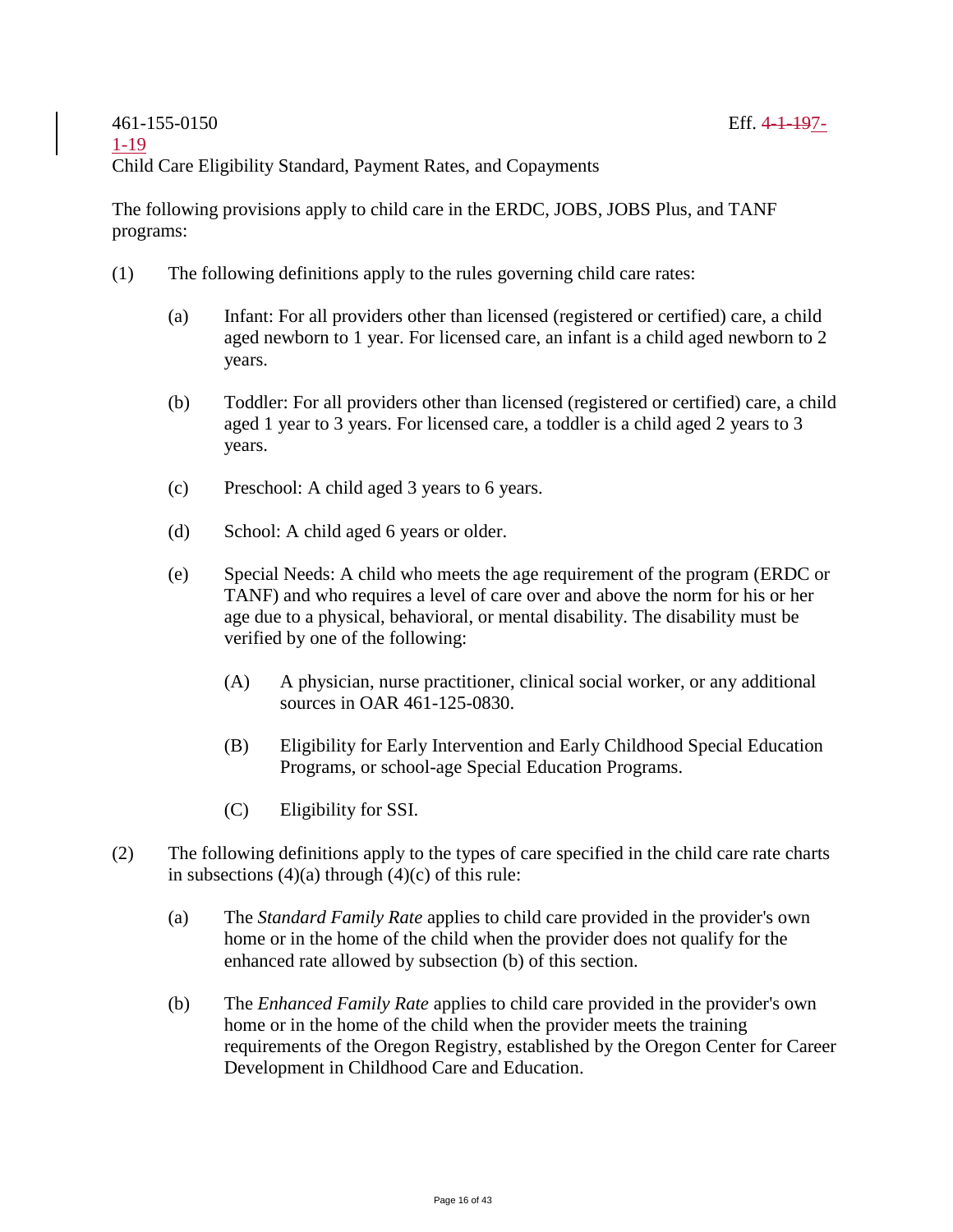461-155-0150 Eff. ~~4-1-19~~7-1-19

Child Care Eligibility Standard, Payment Rates, and Copayments

The following provisions apply to child care in the ERDC, JOBS, JOBS Plus, and TANF programs:

(1) The following definitions apply to the rules governing child care rates:

(a) Infant: For all providers other than licensed (registered or certified) care, a child aged newborn to 1 year. For licensed care, an infant is a child aged newborn to 2 years.

(b) Toddler: For all providers other than licensed (registered or certified) care, a child aged 1 year to 3 years. For licensed care, a toddler is a child aged 2 years to 3 years.

(c) Preschool: A child aged 3 years to 6 years.

(d) School: A child aged 6 years or older.

(e) Special Needs: A child who meets the age requirement of the program (ERDC or TANF) and who requires a level of care over and above the norm for his or her age due to a physical, behavioral, or mental disability. The disability must be verified by one of the following:

(A) A physician, nurse practitioner, clinical social worker, or any additional sources in OAR 461-125-0830.

(B) Eligibility for Early Intervention and Early Childhood Special Education Programs, or school-age Special Education Programs.

(C) Eligibility for SSI.

(2) The following definitions apply to the types of care specified in the child care rate charts in subsections (4)(a) through (4)(c) of this rule:

(a) The *Standard Family Rate* applies to child care provided in the provider's own home or in the home of the child when the provider does not qualify for the enhanced rate allowed by subsection (b) of this section.

(b) The *Enhanced Family Rate* applies to child care provided in the provider's own home or in the home of the child when the provider meets the training requirements of the Oregon Registry, established by the Oregon Center for Career Development in Childhood Care and Education.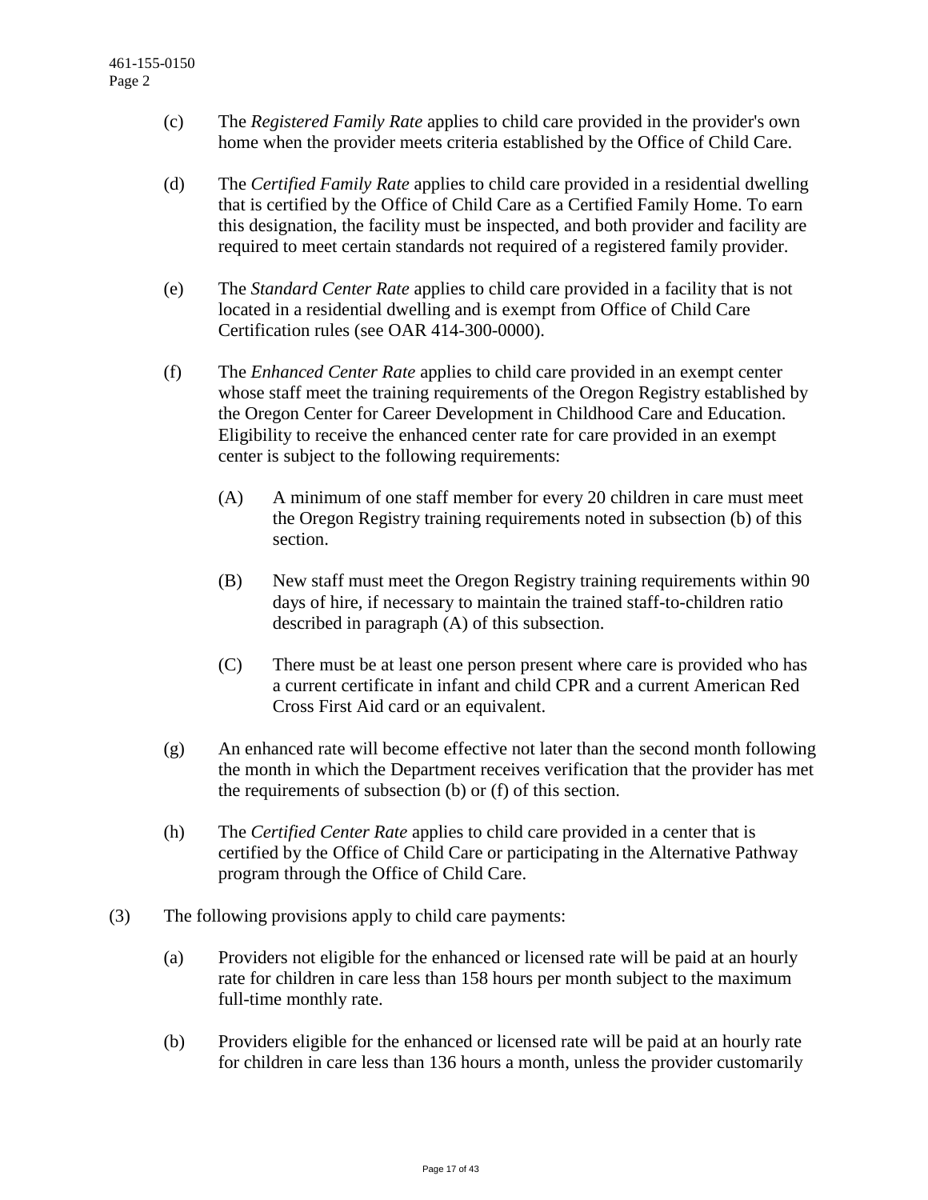(c) The *Registered Family Rate* applies to child care provided in the provider's own home when the provider meets criteria established by the Office of Child Care.

(d) The *Certified Family Rate* applies to child care provided in a residential dwelling that is certified by the Office of Child Care as a Certified Family Home. To earn this designation, the facility must be inspected, and both provider and facility are required to meet certain standards not required of a registered family provider.

(e) The *Standard Center Rate* applies to child care provided in a facility that is not located in a residential dwelling and is exempt from Office of Child Care Certification rules (see OAR 414-300-0000).

(f) The *Enhanced Center Rate* applies to child care provided in an exempt center whose staff meet the training requirements of the Oregon Registry established by the Oregon Center for Career Development in Childhood Care and Education. Eligibility to receive the enhanced center rate for care provided in an exempt center is subject to the following requirements:

(A) A minimum of one staff member for every 20 children in care must meet the Oregon Registry training requirements noted in subsection (b) of this section.

(B) New staff must meet the Oregon Registry training requirements within 90 days of hire, if necessary to maintain the trained staff-to-children ratio described in paragraph (A) of this subsection.

(C) There must be at least one person present where care is provided who has a current certificate in infant and child CPR and a current American Red Cross First Aid card or an equivalent.

(g) An enhanced rate will become effective not later than the second month following the month in which the Department receives verification that the provider has met the requirements of subsection (b) or (f) of this section.

(h) The *Certified Center Rate* applies to child care provided in a center that is certified by the Office of Child Care or participating in the Alternative Pathway program through the Office of Child Care.

(3) The following provisions apply to child care payments:

(a) Providers not eligible for the enhanced or licensed rate will be paid at an hourly rate for children in care less than 158 hours per month subject to the maximum full-time monthly rate.

(b) Providers eligible for the enhanced or licensed rate will be paid at an hourly rate for children in care less than 136 hours a month, unless the provider customarily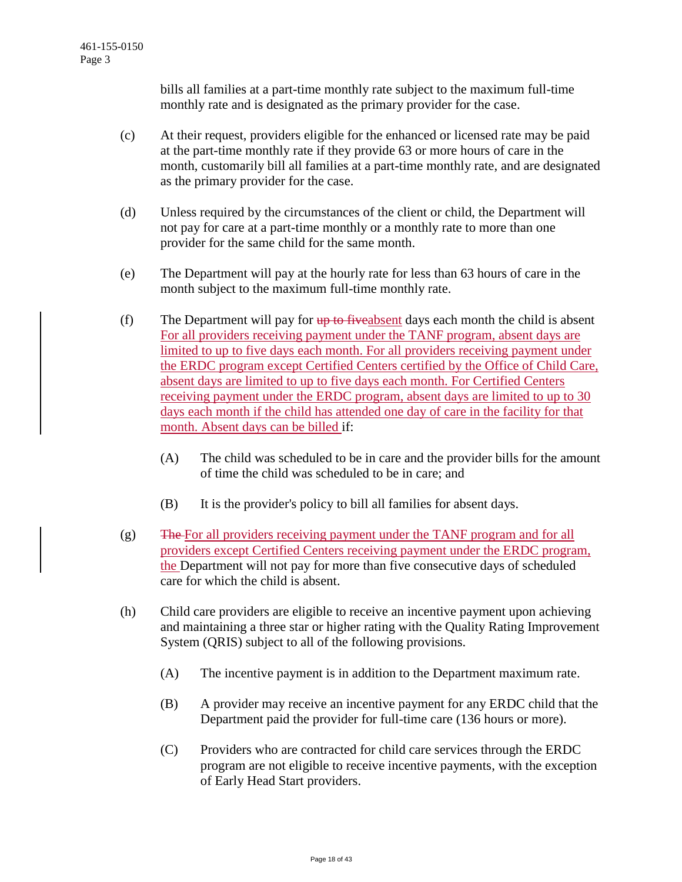bills all families at a part-time monthly rate subject to the maximum full-time monthly rate and is designated as the primary provider for the case.

(c) At their request, providers eligible for the enhanced or licensed rate may be paid at the part-time monthly rate if they provide 63 or more hours of care in the month, customarily bill all families at a part-time monthly rate, and are designated as the primary provider for the case.

(d) Unless required by the circumstances of the client or child, the Department will not pay for care at a part-time monthly or a monthly rate to more than one provider for the same child for the same month.

(e) The Department will pay at the hourly rate for less than 63 hours of care in the month subject to the maximum full-time monthly rate.

(f) The Department will pay for ~~up to five~~absent days each month the child is absent For all providers receiving payment under the TANF program, absent days are limited to up to five days each month. For all providers receiving payment under the ERDC program except Certified Centers certified by the Office of Child Care, absent days are limited to up to five days each month. For Certified Centers receiving payment under the ERDC program, absent days are limited to up to 30 days each month if the child has attended one day of care in the facility for that month. Absent days can be billed if:

   (A) The child was scheduled to be in care and the provider bills for the amount of time the child was scheduled to be in care; and

   (B) It is the provider's policy to bill all families for absent days.

(g) ~~The~~ For all providers receiving payment under the TANF program and for all providers except Certified Centers receiving payment under the ERDC program, the Department will not pay for more than five consecutive days of scheduled care for which the child is absent.

(h) Child care providers are eligible to receive an incentive payment upon achieving and maintaining a three star or higher rating with the Quality Rating Improvement System (QRIS) subject to all of the following provisions.

   (A) The incentive payment is in addition to the Department maximum rate.

   (B) A provider may receive an incentive payment for any ERDC child that the Department paid the provider for full-time care (136 hours or more).

   (C) Providers who are contracted for child care services through the ERDC program are not eligible to receive incentive payments, with the exception of Early Head Start providers.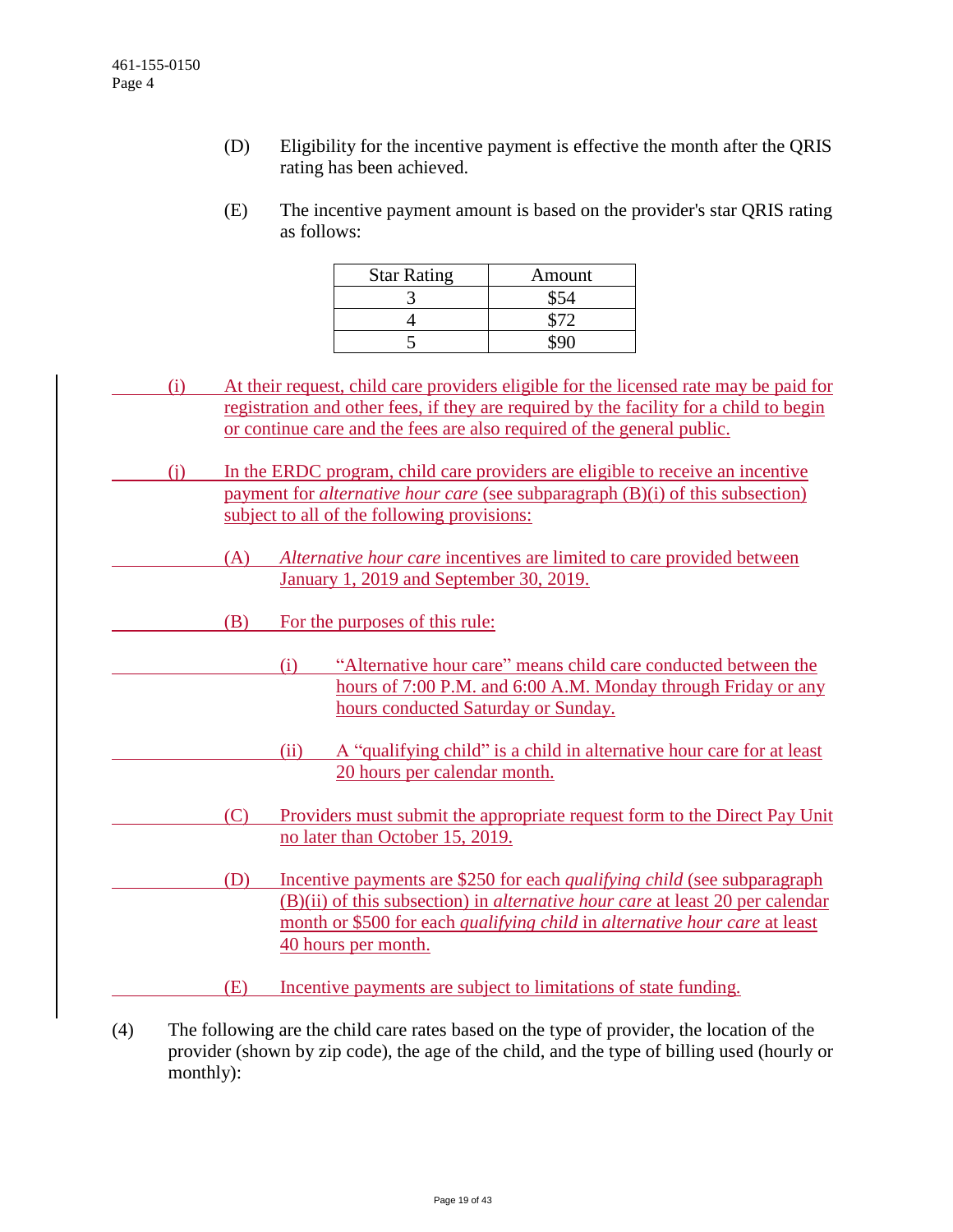(D) Eligibility for the incentive payment is effective the month after the QRIS rating has been achieved.

(E) The incentive payment amount is based on the provider's star QRIS rating as follows:

| Star Rating | Amount |
|---|---|
| 3 | $54 |
| 4 | $72 |
| 5 | $90 |

(i) At their request, child care providers eligible for the licensed rate may be paid for registration and other fees, if they are required by the facility for a child to begin or continue care and the fees are also required of the general public.

(j) In the ERDC program, child care providers are eligible to receive an incentive payment for *alternative hour care* (see subparagraph (B)(i) of this subsection) subject to all of the following provisions:

(A) *Alternative hour care* incentives are limited to care provided between January 1, 2019 and September 30, 2019.

(B) For the purposes of this rule:

(i) "Alternative hour care" means child care conducted between the hours of 7:00 P.M. and 6:00 A.M. Monday through Friday or any hours conducted Saturday or Sunday.

(ii) A "qualifying child" is a child in alternative hour care for at least 20 hours per calendar month.

(C) Providers must submit the appropriate request form to the Direct Pay Unit no later than October 15, 2019.

(D) Incentive payments are $250 for each *qualifying child* (see subparagraph (B)(ii) of this subsection) in *alternative hour care* at least 20 per calendar month or $500 for each *qualifying child* in *alternative hour care* at least 40 hours per month.

(E) Incentive payments are subject to limitations of state funding.

(4) The following are the child care rates based on the type of provider, the location of the provider (shown by zip code), the age of the child, and the type of billing used (hourly or monthly):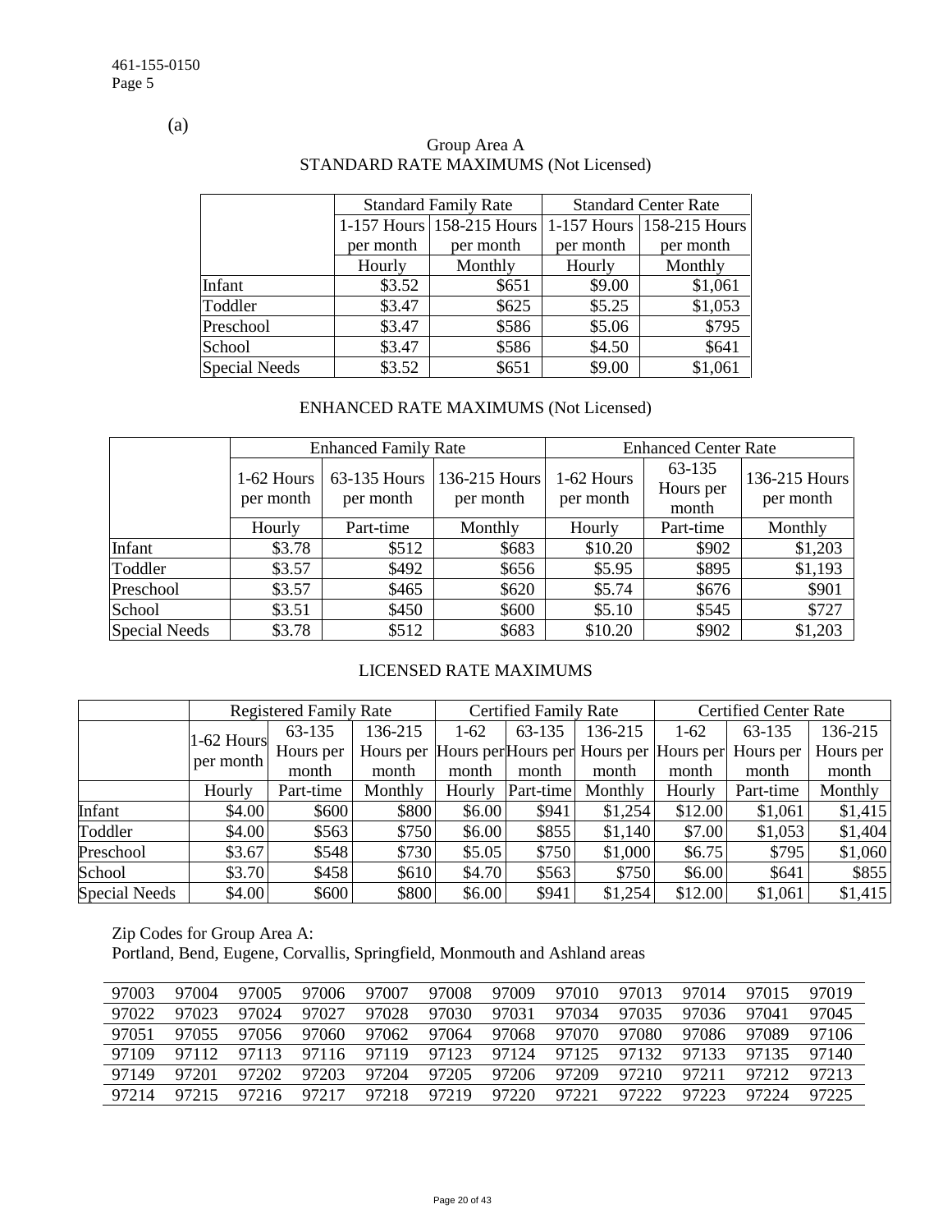(a)

Group Area A
STANDARD RATE MAXIMUMS (Not Licensed)

| | Standard Family Rate | | Standard Center Rate | |
|---|---|---|---|---|
| | 1-157 Hours per month | 158-215 Hours per month | 1-157 Hours per month | 158-215 Hours per month |
| | Hourly | Monthly | Hourly | Monthly |
| Infant | $3.52 | $651 | $9.00 | $1,061 |
| Toddler | $3.47 | $625 | $5.25 | $1,053 |
| Preschool | $3.47 | $586 | $5.06 | $795 |
| School | $3.47 | $586 | $4.50 | $641 |
| Special Needs | $3.52 | $651 | $9.00 | $1,061 |

ENHANCED RATE MAXIMUMS (Not Licensed)

| | Enhanced Family Rate | | | Enhanced Center Rate | | |
|---|---|---|---|---|---|---|
| | 1-62 Hours per month | 63-135 Hours per month | 136-215 Hours per month | 1-62 Hours per month | 63-135 Hours per month | 136-215 Hours per month |
| | Hourly | Part-time | Monthly | Hourly | Part-time | Monthly |
| Infant | $3.78 | $512 | $683 | $10.20 | $902 | $1,203 |
| Toddler | $3.57 | $492 | $656 | $5.95 | $895 | $1,193 |
| Preschool | $3.57 | $465 | $620 | $5.74 | $676 | $901 |
| School | $3.51 | $450 | $600 | $5.10 | $545 | $727 |
| Special Needs | $3.78 | $512 | $683 | $10.20 | $902 | $1,203 |

LICENSED RATE MAXIMUMS

| | Registered Family Rate | | | Certified Family Rate | | | Certified Center Rate | | |
|---|---|---|---|---|---|---|---|---|---|
| | 1-62 Hours per month | 63-135 Hours per month | 136-215 Hours per month | 1-62 Hours per month | 63-135 Hours per month | 136-215 Hours per month | 1-62 Hours per month | 63-135 Hours per month | 136-215 Hours per month |
| | Hourly | Part-time | Monthly | Hourly | Part-time | Monthly | Hourly | Part-time | Monthly |
| Infant | $4.00 | $600 | $800 | $6.00 | $941 | $1,254 | $12.00 | $1,061 | $1,415 |
| Toddler | $4.00 | $563 | $750 | $6.00 | $855 | $1,140 | $7.00 | $1,053 | $1,404 |
| Preschool | $3.67 | $548 | $730 | $5.05 | $750 | $1,000 | $6.75 | $795 | $1,060 |
| School | $3.70 | $458 | $610 | $4.70 | $563 | $750 | $6.00 | $641 | $855 |
| Special Needs | $4.00 | $600 | $800 | $6.00 | $941 | $1,254 | $12.00 | $1,061 | $1,415 |

Zip Codes for Group Area A:
Portland, Bend, Eugene, Corvallis, Springfield, Monmouth and Ashland areas

| | | | | | | | | | | | |
|---|---|---|---|---|---|---|---|---|---|---|---|
| 97003 | 97004 | 97005 | 97006 | 97007 | 97008 | 97009 | 97010 | 97013 | 97014 | 97015 | 97019 |
| 97022 | 97023 | 97024 | 97027 | 97028 | 97030 | 97031 | 97034 | 97035 | 97036 | 97041 | 97045 |
| 97051 | 97055 | 97056 | 97060 | 97062 | 97064 | 97068 | 97070 | 97080 | 97086 | 97089 | 97106 |
| 97109 | 97112 | 97113 | 97116 | 97119 | 97123 | 97124 | 97125 | 97132 | 97133 | 97135 | 97140 |
| 97149 | 97201 | 97202 | 97203 | 97204 | 97205 | 97206 | 97209 | 97210 | 97211 | 97212 | 97213 |
| 97214 | 97215 | 97216 | 97217 | 97218 | 97219 | 97220 | 97221 | 97222 | 97223 | 97224 | 97225 |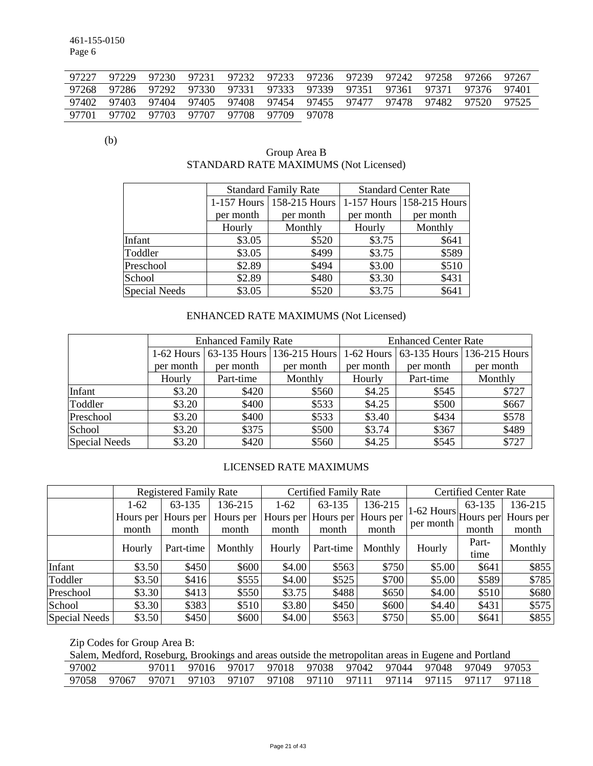| 97227 | 97229 | 97230 | 97231 | 97232 | 97233 | 97236 | 97239 | 97242 | 97258 | 97266 | 97267 |
|---|---|---|---|---|---|---|---|---|---|---|---|
| 97268 | 97286 | 97292 | 97330 | 97331 | 97333 | 97339 | 97351 | 97361 | 97371 | 97376 | 97401 |
| 97402 | 97403 | 97404 | 97405 | 97408 | 97454 | 97455 | 97477 | 97478 | 97482 | 97520 | 97525 |
| 97701 | 97702 | 97703 | 97707 | 97708 | 97709 | 97078 | | | | | |

(b)

Group Area B
STANDARD RATE MAXIMUMS (Not Licensed)

| | Standard Family Rate | | Standard Center Rate | |
|---|---|---|---|---|
| | 1-157 Hours per month | 158-215 Hours per month | 1-157 Hours per month | 158-215 Hours per month |
| | Hourly | Monthly | Hourly | Monthly |
| Infant | $3.05 | $520 | $3.75 | $641 |
| Toddler | $3.05 | $499 | $3.75 | $589 |
| Preschool | $2.89 | $494 | $3.00 | $510 |
| School | $2.89 | $480 | $3.30 | $431 |
| Special Needs | $3.05 | $520 | $3.75 | $641 |

ENHANCED RATE MAXIMUMS (Not Licensed)

| | Enhanced Family Rate | | | Enhanced Center Rate | | |
|---|---|---|---|---|---|---|
| | 1-62 Hours per month | 63-135 Hours per month | 136-215 Hours per month | 1-62 Hours per month | 63-135 Hours per month | 136-215 Hours per month |
| | Hourly | Part-time | Monthly | Hourly | Part-time | Monthly |
| Infant | $3.20 | $420 | $560 | $4.25 | $545 | $727 |
| Toddler | $3.20 | $400 | $533 | $4.25 | $500 | $667 |
| Preschool | $3.20 | $400 | $533 | $3.40 | $434 | $578 |
| School | $3.20 | $375 | $500 | $3.74 | $367 | $489 |
| Special Needs | $3.20 | $420 | $560 | $4.25 | $545 | $727 |

LICENSED RATE MAXIMUMS

| | Registered Family Rate | | | Certified Family Rate | | | Certified Center Rate | | |
|---|---|---|---|---|---|---|---|---|---|
| | 1-62 Hours per month | 63-135 Hours per month | 136-215 Hours per month | 1-62 Hours per month | 63-135 Hours per month | 136-215 Hours per month | 1-62 Hours per month | 63-135 Hours per month | 136-215 Hours per month |
| | Hourly | Part-time | Monthly | Hourly | Part-time | Monthly | Hourly | Part-time | Monthly |
| Infant | $3.50 | $450 | $600 | $4.00 | $563 | $750 | $5.00 | $641 | $855 |
| Toddler | $3.50 | $416 | $555 | $4.00 | $525 | $700 | $5.00 | $589 | $785 |
| Preschool | $3.30 | $413 | $550 | $3.75 | $488 | $650 | $4.00 | $510 | $680 |
| School | $3.30 | $383 | $510 | $3.80 | $450 | $600 | $4.40 | $431 | $575 |
| Special Needs | $3.50 | $450 | $600 | $4.00 | $563 | $750 | $5.00 | $641 | $855 |

Zip Codes for Group Area B:
Salem, Medford, Roseburg, Brookings and areas outside the metropolitan areas in Eugene and Portland

| 97002 | | 97011 | 97016 | 97017 | 97018 | 97038 | 97042 | 97044 | 97048 | 97049 | 97053 |
|---|---|---|---|---|---|---|---|---|---|---|---|
| 97058 | 97067 | 97071 | 97103 | 97107 | 97108 | 97110 | 97111 | 97114 | 97115 | 97117 | 97118 |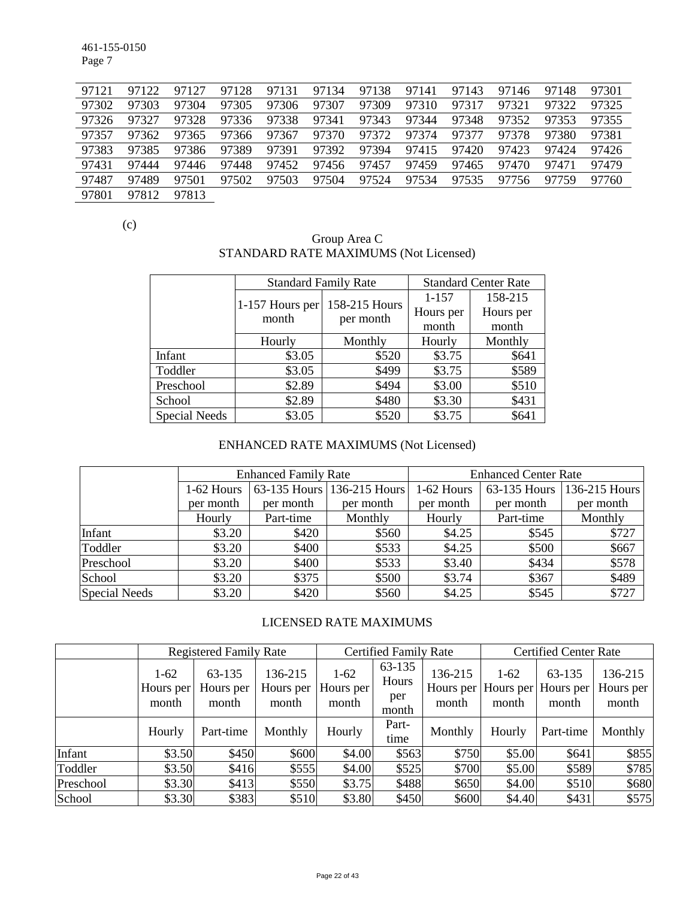| 97121 | 97122 | 97127 | 97128 | 97131 | 97134 | 97138 | 97141 | 97143 | 97146 | 97148 | 97301 |
|---|---|---|---|---|---|---|---|---|---|---|---|
| 97302 | 97303 | 97304 | 97305 | 97306 | 97307 | 97309 | 97310 | 97317 | 97321 | 97322 | 97325 |
| 97326 | 97327 | 97328 | 97336 | 97338 | 97341 | 97343 | 97344 | 97348 | 97352 | 97353 | 97355 |
| 97357 | 97362 | 97365 | 97366 | 97367 | 97370 | 97372 | 97374 | 97377 | 97378 | 97380 | 97381 |
| 97383 | 97385 | 97386 | 97389 | 97391 | 97392 | 97394 | 97415 | 97420 | 97423 | 97424 | 97426 |
| 97431 | 97444 | 97446 | 97448 | 97452 | 97456 | 97457 | 97459 | 97465 | 97470 | 97471 | 97479 |
| 97487 | 97489 | 97501 | 97502 | 97503 | 97504 | 97524 | 97534 | 97535 | 97756 | 97759 | 97760 |
| 97801 | 97812 | 97813 | | | | | | | | | |

(c)

Group Area C
STANDARD RATE MAXIMUMS (Not Licensed)

| | Standard Family Rate | | Standard Center Rate | |
|---|---|---|---|---|
| | 1-157 Hours per month | 158-215 Hours per month | 1-157 Hours per month | 158-215 Hours per month |
| | Hourly | Monthly | Hourly | Monthly |
| Infant | $3.05 | $520 | $3.75 | $641 |
| Toddler | $3.05 | $499 | $3.75 | $589 |
| Preschool | $2.89 | $494 | $3.00 | $510 |
| School | $2.89 | $480 | $3.30 | $431 |
| Special Needs | $3.05 | $520 | $3.75 | $641 |

ENHANCED RATE MAXIMUMS (Not Licensed)

| | Enhanced Family Rate | | | Enhanced Center Rate | | |
|---|---|---|---|---|---|---|
| | 1-62 Hours per month | 63-135 Hours per month | 136-215 Hours per month | 1-62 Hours per month | 63-135 Hours per month | 136-215 Hours per month |
| | Hourly | Part-time | Monthly | Hourly | Part-time | Monthly |
| Infant | $3.20 | $420 | $560 | $4.25 | $545 | $727 |
| Toddler | $3.20 | $400 | $533 | $4.25 | $500 | $667 |
| Preschool | $3.20 | $400 | $533 | $3.40 | $434 | $578 |
| School | $3.20 | $375 | $500 | $3.74 | $367 | $489 |
| Special Needs | $3.20 | $420 | $560 | $4.25 | $545 | $727 |

LICENSED RATE MAXIMUMS

| | Registered Family Rate | | | Certified Family Rate | | | Certified Center Rate | | |
|---|---|---|---|---|---|---|---|---|---|
| | 1-62 Hours per month | 63-135 Hours per month | 136-215 Hours per month | 1-62 Hours per month | 63-135 Hours per month | 136-215 Hours per month | 1-62 Hours per month | 63-135 Hours per month | 136-215 Hours per month |
| | Hourly | Part-time | Monthly | Hourly | Part-time | Monthly | Hourly | Part-time | Monthly |
| Infant | $3.50 | $450 | $600 | $4.00 | $563 | $750 | $5.00 | $641 | $855 |
| Toddler | $3.50 | $416 | $555 | $4.00 | $525 | $700 | $5.00 | $589 | $785 |
| Preschool | $3.30 | $413 | $550 | $3.75 | $488 | $650 | $4.00 | $510 | $680 |
| School | $3.30 | $383 | $510 | $3.80 | $450 | $600 | $4.40 | $431 | $575 |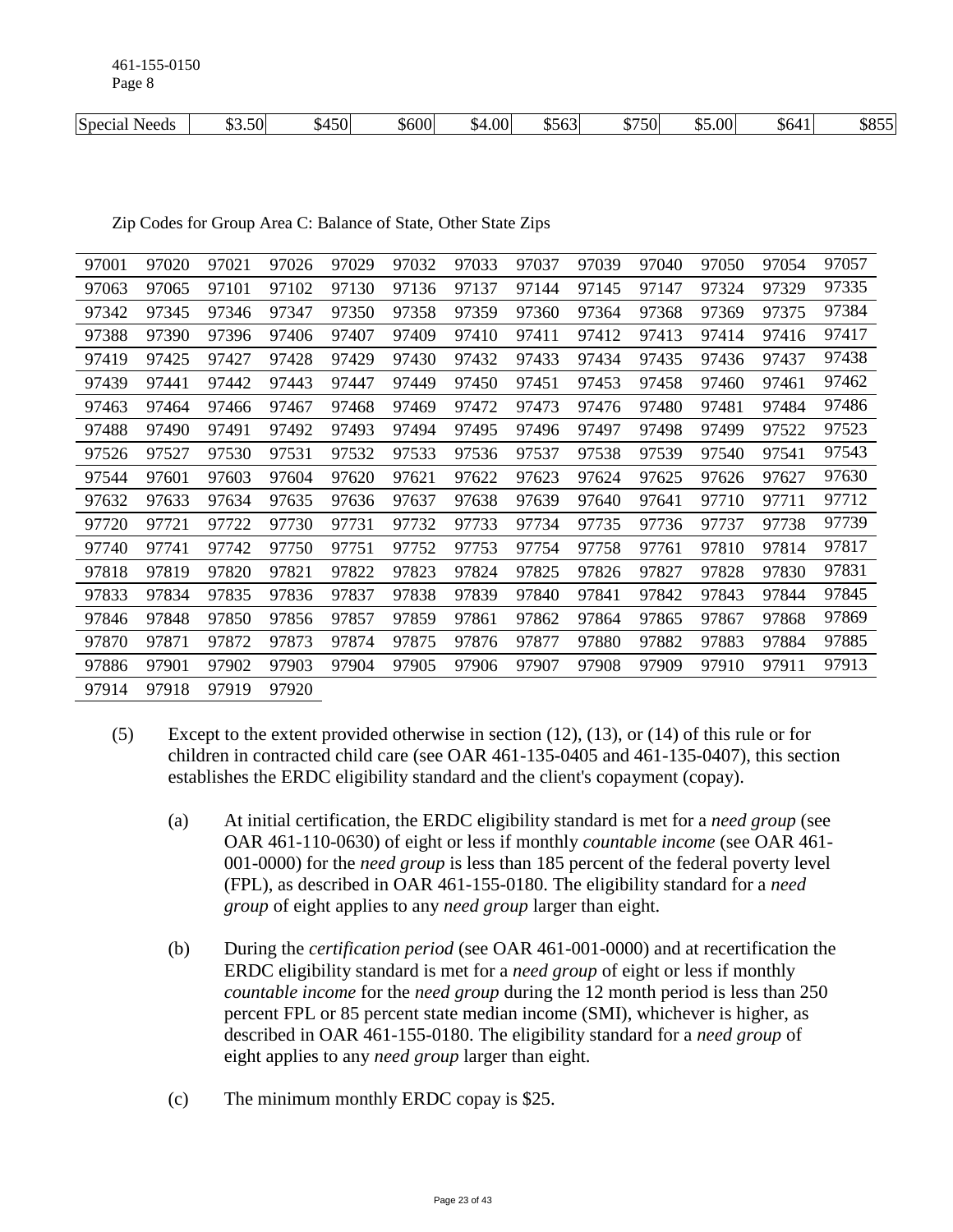| Special Needs | $3.50 | $450 | $600 | $4.00 | $563 | $750 | $5.00 | $641 | $855 |
|---|---|---|---|---|---|---|---|---|---|

Zip Codes for Group Area C: Balance of State, Other State Zips

| | | | | | | | | | | | | |
|---|---|---|---|---|---|---|---|---|---|---|---|---|
| 97001 | 97020 | 97021 | 97026 | 97029 | 97032 | 97033 | 97037 | 97039 | 97040 | 97050 | 97054 | 97057 |
| 97063 | 97065 | 97101 | 97102 | 97130 | 97136 | 97137 | 97144 | 97145 | 97147 | 97324 | 97329 | 97335 |
| 97342 | 97345 | 97346 | 97347 | 97350 | 97358 | 97359 | 97360 | 97364 | 97368 | 97369 | 97375 | 97384 |
| 97388 | 97390 | 97396 | 97406 | 97407 | 97409 | 97410 | 97411 | 97412 | 97413 | 97414 | 97416 | 97417 |
| 97419 | 97425 | 97427 | 97428 | 97429 | 97430 | 97432 | 97433 | 97434 | 97435 | 97436 | 97437 | 97438 |
| 97439 | 97441 | 97442 | 97443 | 97447 | 97449 | 97450 | 97451 | 97453 | 97458 | 97460 | 97461 | 97462 |
| 97463 | 97464 | 97466 | 97467 | 97468 | 97469 | 97472 | 97473 | 97476 | 97480 | 97481 | 97484 | 97486 |
| 97488 | 97490 | 97491 | 97492 | 97493 | 97494 | 97495 | 97496 | 97497 | 97498 | 97499 | 97522 | 97523 |
| 97526 | 97527 | 97530 | 97531 | 97532 | 97533 | 97536 | 97537 | 97538 | 97539 | 97540 | 97541 | 97543 |
| 97544 | 97601 | 97603 | 97604 | 97620 | 97621 | 97622 | 97623 | 97624 | 97625 | 97626 | 97627 | 97630 |
| 97632 | 97633 | 97634 | 97635 | 97636 | 97637 | 97638 | 97639 | 97640 | 97641 | 97710 | 97711 | 97712 |
| 97720 | 97721 | 97722 | 97730 | 97731 | 97732 | 97733 | 97734 | 97735 | 97736 | 97737 | 97738 | 97739 |
| 97740 | 97741 | 97742 | 97750 | 97751 | 97752 | 97753 | 97754 | 97758 | 97761 | 97810 | 97814 | 97817 |
| 97818 | 97819 | 97820 | 97821 | 97822 | 97823 | 97824 | 97825 | 97826 | 97827 | 97828 | 97830 | 97831 |
| 97833 | 97834 | 97835 | 97836 | 97837 | 97838 | 97839 | 97840 | 97841 | 97842 | 97843 | 97844 | 97845 |
| 97846 | 97848 | 97850 | 97856 | 97857 | 97859 | 97861 | 97862 | 97864 | 97865 | 97867 | 97868 | 97869 |
| 97870 | 97871 | 97872 | 97873 | 97874 | 97875 | 97876 | 97877 | 97880 | 97882 | 97883 | 97884 | 97885 |
| 97886 | 97901 | 97902 | 97903 | 97904 | 97905 | 97906 | 97907 | 97908 | 97909 | 97910 | 97911 | 97913 |
| 97914 | 97918 | 97919 | 97920 | | | | | | | | | |

(5) Except to the extent provided otherwise in section (12), (13), or (14) of this rule or for children in contracted child care (see OAR 461-135-0405 and 461-135-0407), this section establishes the ERDC eligibility standard and the client's copayment (copay).

(a) At initial certification, the ERDC eligibility standard is met for a *need group* (see OAR 461-110-0630) of eight or less if monthly *countable income* (see OAR 461-001-0000) for the *need group* is less than 185 percent of the federal poverty level (FPL), as described in OAR 461-155-0180. The eligibility standard for a *need group* of eight applies to any *need group* larger than eight.

(b) During the *certification period* (see OAR 461-001-0000) and at recertification the ERDC eligibility standard is met for a *need group* of eight or less if monthly *countable income* for the *need group* during the 12 month period is less than 250 percent FPL or 85 percent state median income (SMI), whichever is higher, as described in OAR 461-155-0180. The eligibility standard for a *need group* of eight applies to any *need group* larger than eight.

(c) The minimum monthly ERDC copay is $25.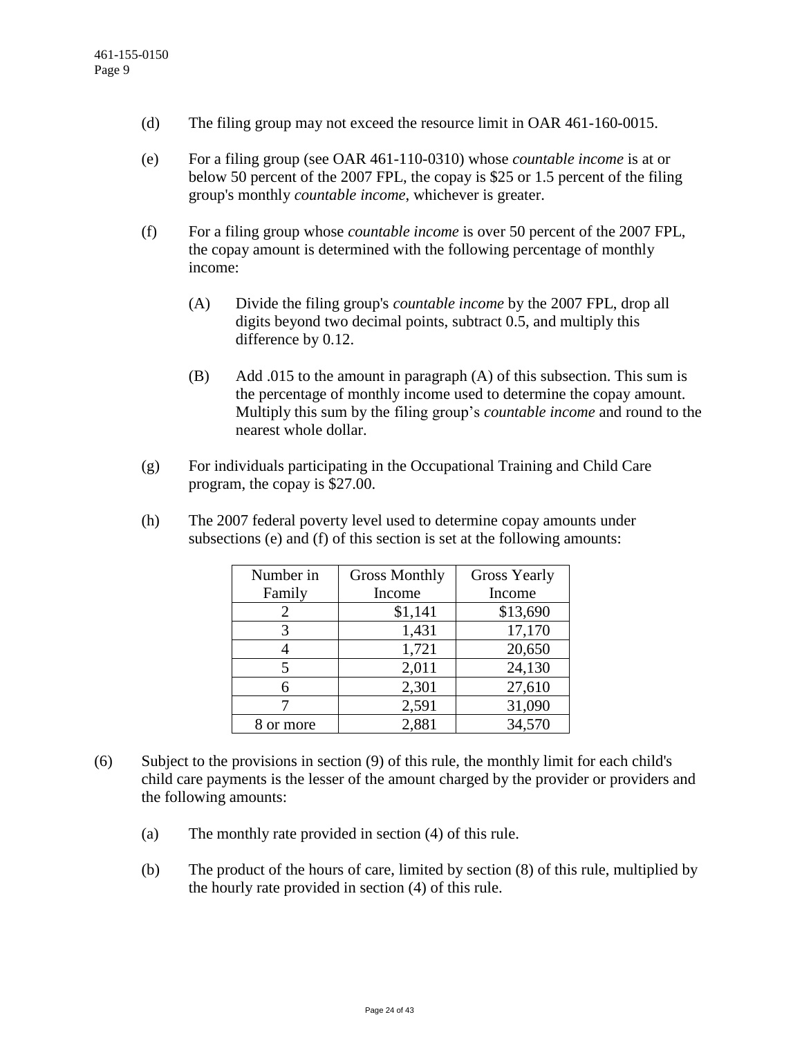(d) The filing group may not exceed the resource limit in OAR 461-160-0015.

(e) For a filing group (see OAR 461-110-0310) whose *countable income* is at or below 50 percent of the 2007 FPL, the copay is $25 or 1.5 percent of the filing group's monthly *countable income*, whichever is greater.

(f) For a filing group whose *countable income* is over 50 percent of the 2007 FPL, the copay amount is determined with the following percentage of monthly income:

(A) Divide the filing group's *countable income* by the 2007 FPL, drop all digits beyond two decimal points, subtract 0.5, and multiply this difference by 0.12.

(B) Add .015 to the amount in paragraph (A) of this subsection. This sum is the percentage of monthly income used to determine the copay amount. Multiply this sum by the filing group's *countable income* and round to the nearest whole dollar.

(g) For individuals participating in the Occupational Training and Child Care program, the copay is $27.00.

(h) The 2007 federal poverty level used to determine copay amounts under subsections (e) and (f) of this section is set at the following amounts:

| Number in Family | Gross Monthly Income | Gross Yearly Income |
|---|---|---|
| 2 | $1,141 | $13,690 |
| 3 | 1,431 | 17,170 |
| 4 | 1,721 | 20,650 |
| 5 | 2,011 | 24,130 |
| 6 | 2,301 | 27,610 |
| 7 | 2,591 | 31,090 |
| 8 or more | 2,881 | 34,570 |

(6) Subject to the provisions in section (9) of this rule, the monthly limit for each child's child care payments is the lesser of the amount charged by the provider or providers and the following amounts:

(a) The monthly rate provided in section (4) of this rule.

(b) The product of the hours of care, limited by section (8) of this rule, multiplied by the hourly rate provided in section (4) of this rule.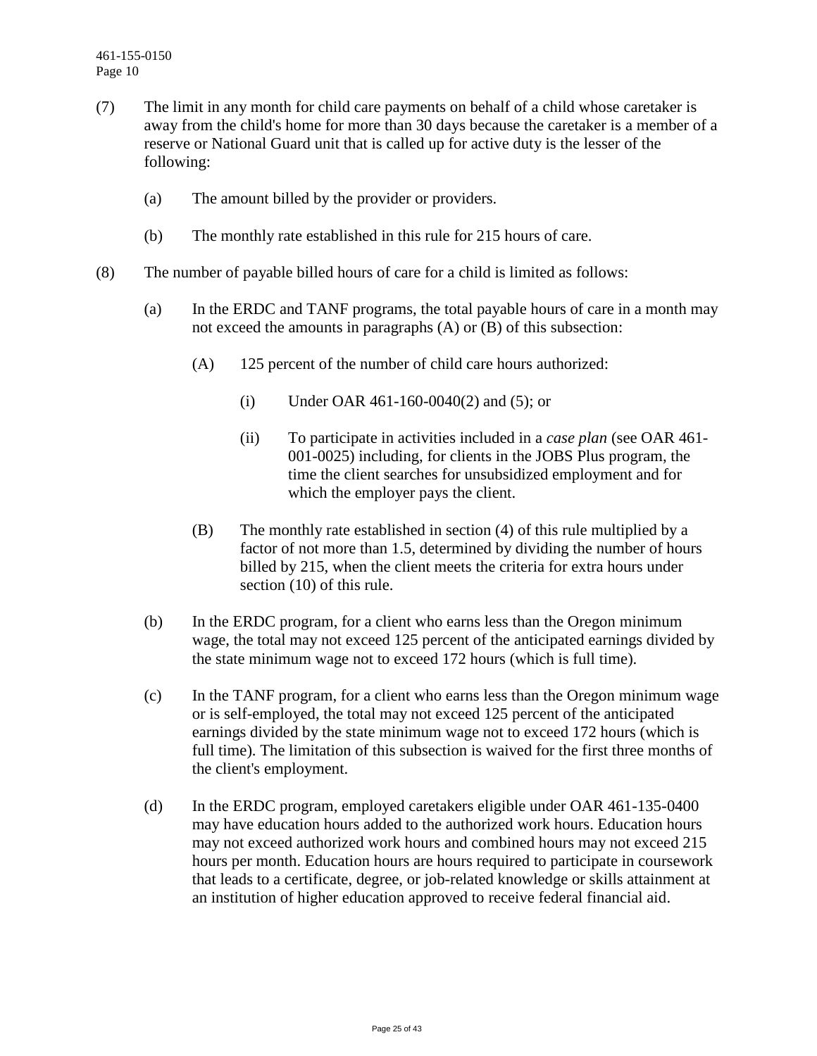(7) The limit in any month for child care payments on behalf of a child whose caretaker is away from the child's home for more than 30 days because the caretaker is a member of a reserve or National Guard unit that is called up for active duty is the lesser of the following:

  (a) The amount billed by the provider or providers.

  (b) The monthly rate established in this rule for 215 hours of care.

(8) The number of payable billed hours of care for a child is limited as follows:

  (a) In the ERDC and TANF programs, the total payable hours of care in a month may not exceed the amounts in paragraphs (A) or (B) of this subsection:

    (A) 125 percent of the number of child care hours authorized:

      (i) Under OAR 461-160-0040(2) and (5); or

      (ii) To participate in activities included in a *case plan* (see OAR 461-001-0025) including, for clients in the JOBS Plus program, the time the client searches for unsubsidized employment and for which the employer pays the client.

    (B) The monthly rate established in section (4) of this rule multiplied by a factor of not more than 1.5, determined by dividing the number of hours billed by 215, when the client meets the criteria for extra hours under section (10) of this rule.

  (b) In the ERDC program, for a client who earns less than the Oregon minimum wage, the total may not exceed 125 percent of the anticipated earnings divided by the state minimum wage not to exceed 172 hours (which is full time).

  (c) In the TANF program, for a client who earns less than the Oregon minimum wage or is self-employed, the total may not exceed 125 percent of the anticipated earnings divided by the state minimum wage not to exceed 172 hours (which is full time). The limitation of this subsection is waived for the first three months of the client's employment.

  (d) In the ERDC program, employed caretakers eligible under OAR 461-135-0400 may have education hours added to the authorized work hours. Education hours may not exceed authorized work hours and combined hours may not exceed 215 hours per month. Education hours are hours required to participate in coursework that leads to a certificate, degree, or job-related knowledge or skills attainment at an institution of higher education approved to receive federal financial aid.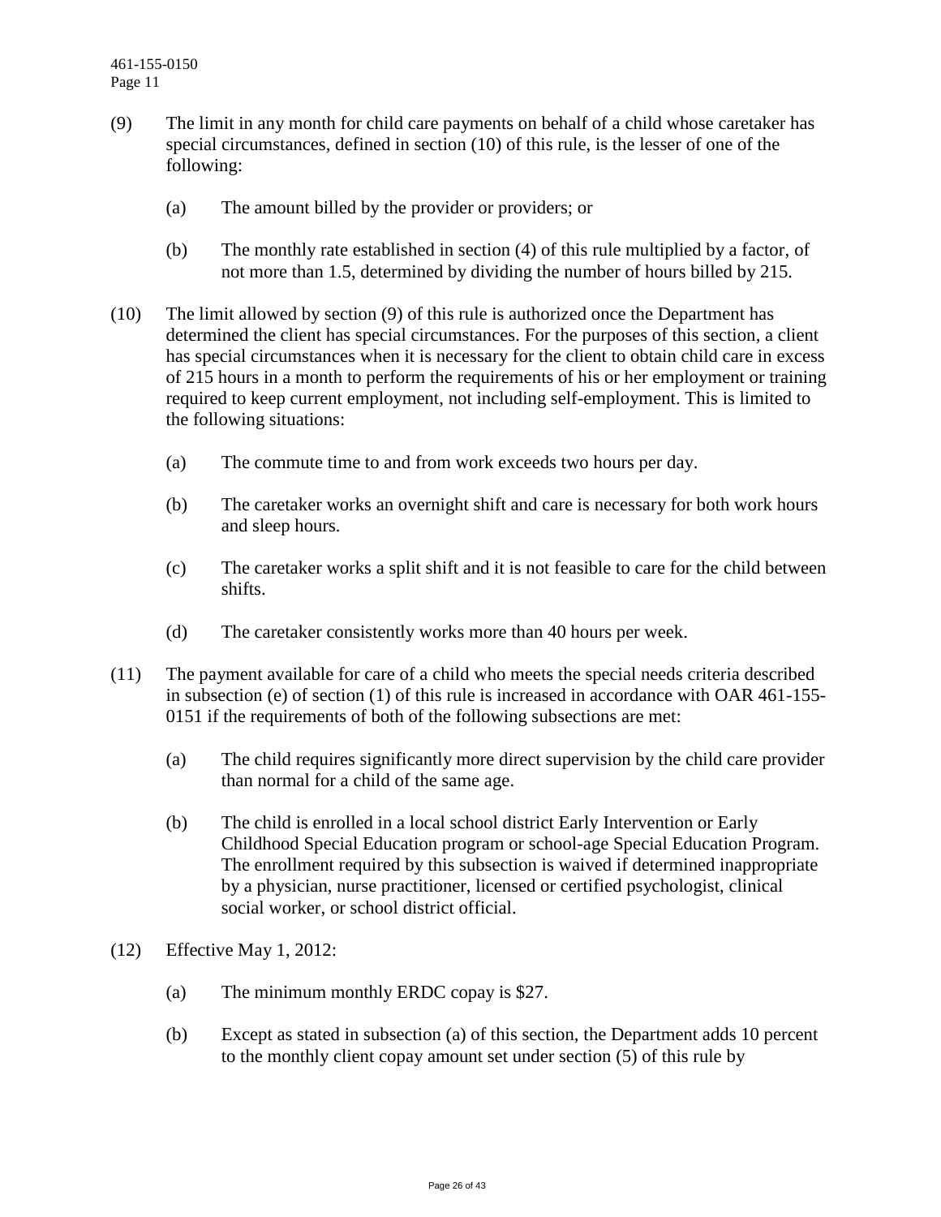(9) The limit in any month for child care payments on behalf of a child whose caretaker has special circumstances, defined in section (10) of this rule, is the lesser of one of the following:

  (a) The amount billed by the provider or providers; or

  (b) The monthly rate established in section (4) of this rule multiplied by a factor, of not more than 1.5, determined by dividing the number of hours billed by 215.

(10) The limit allowed by section (9) of this rule is authorized once the Department has determined the client has special circumstances. For the purposes of this section, a client has special circumstances when it is necessary for the client to obtain child care in excess of 215 hours in a month to perform the requirements of his or her employment or training required to keep current employment, not including self-employment. This is limited to the following situations:

  (a) The commute time to and from work exceeds two hours per day.

  (b) The caretaker works an overnight shift and care is necessary for both work hours and sleep hours.

  (c) The caretaker works a split shift and it is not feasible to care for the child between shifts.

  (d) The caretaker consistently works more than 40 hours per week.

(11) The payment available for care of a child who meets the special needs criteria described in subsection (e) of section (1) of this rule is increased in accordance with OAR 461-155-0151 if the requirements of both of the following subsections are met:

  (a) The child requires significantly more direct supervision by the child care provider than normal for a child of the same age.

  (b) The child is enrolled in a local school district Early Intervention or Early Childhood Special Education program or school-age Special Education Program. The enrollment required by this subsection is waived if determined inappropriate by a physician, nurse practitioner, licensed or certified psychologist, clinical social worker, or school district official.

(12) Effective May 1, 2012:

  (a) The minimum monthly ERDC copay is $27.

  (b) Except as stated in subsection (a) of this section, the Department adds 10 percent to the monthly client copay amount set under section (5) of this rule by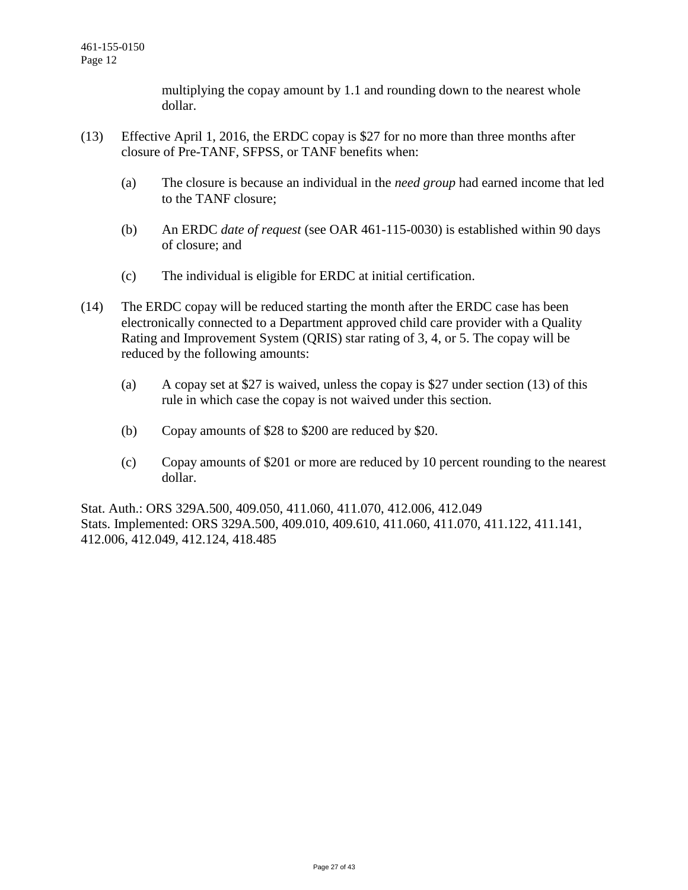multiplying the copay amount by 1.1 and rounding down to the nearest whole dollar.

(13) Effective April 1, 2016, the ERDC copay is $27 for no more than three months after closure of Pre-TANF, SFPSS, or TANF benefits when:

(a) The closure is because an individual in the *need group* had earned income that led to the TANF closure;

(b) An ERDC *date of request* (see OAR 461-115-0030) is established within 90 days of closure; and

(c) The individual is eligible for ERDC at initial certification.

(14) The ERDC copay will be reduced starting the month after the ERDC case has been electronically connected to a Department approved child care provider with a Quality Rating and Improvement System (QRIS) star rating of 3, 4, or 5. The copay will be reduced by the following amounts:

(a) A copay set at $27 is waived, unless the copay is $27 under section (13) of this rule in which case the copay is not waived under this section.

(b) Copay amounts of $28 to $200 are reduced by $20.

(c) Copay amounts of $201 or more are reduced by 10 percent rounding to the nearest dollar.

Stat. Auth.: ORS 329A.500, 409.050, 411.060, 411.070, 412.006, 412.049
Stats. Implemented: ORS 329A.500, 409.010, 409.610, 411.060, 411.070, 411.122, 411.141, 412.006, 412.049, 412.124, 418.485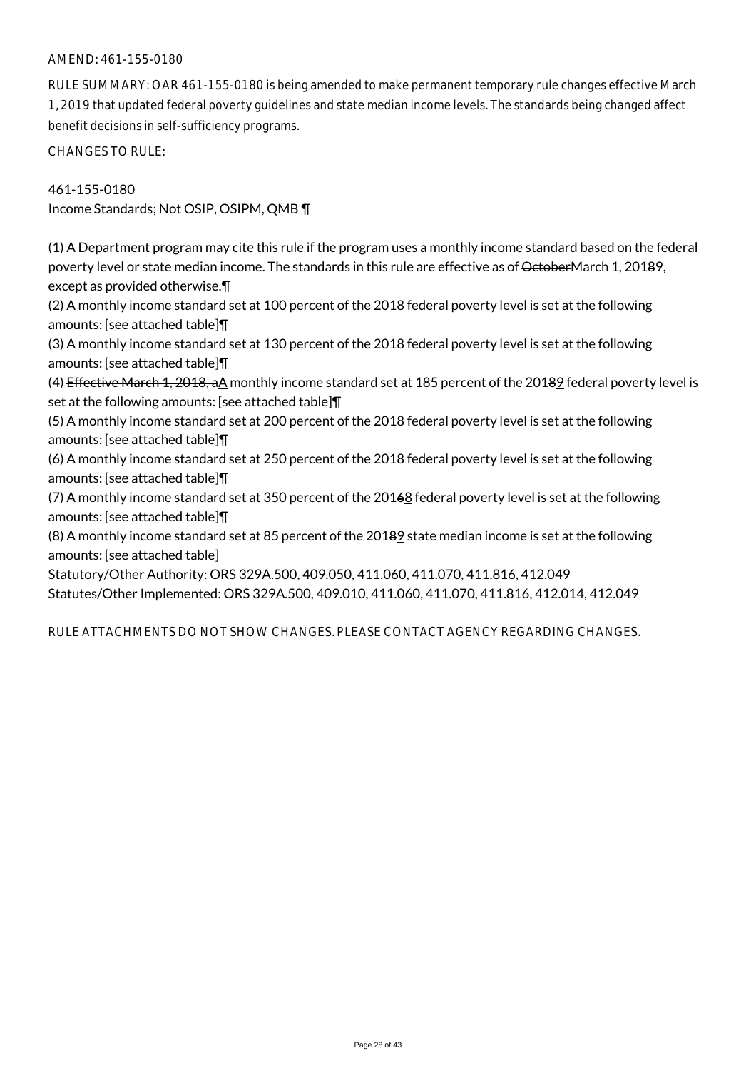AMEND: 461-155-0180

RULE SUMMARY: OAR 461-155-0180 is being amended to make permanent temporary rule changes effective March 1, 2019 that updated federal poverty guidelines and state median income levels. The standards being changed affect benefit decisions in self-sufficiency programs.

CHANGES TO RULE:

461-155-0180
Income Standards; Not OSIP, OSIPM, QMB ¶

(1) A Department program may cite this rule if the program uses a monthly income standard based on the federal poverty level or state median income. The standards in this rule are effective as of ~~October~~March 1, 201~~8~~9, except as provided otherwise.¶
(2) A monthly income standard set at 100 percent of the 2018 federal poverty level is set at the following amounts: [see attached table]¶
(3) A monthly income standard set at 130 percent of the 2018 federal poverty level is set at the following amounts: [see attached table]¶
(4) ~~Effective March 1, 2018, a~~A monthly income standard set at 185 percent of the 201~~8~~9 federal poverty level is set at the following amounts: [see attached table]¶
(5) A monthly income standard set at 200 percent of the 2018 federal poverty level is set at the following amounts: [see attached table]¶
(6) A monthly income standard set at 250 percent of the 2018 federal poverty level is set at the following amounts: [see attached table]¶
(7) A monthly income standard set at 350 percent of the 201~~6~~8 federal poverty level is set at the following amounts: [see attached table]¶
(8) A monthly income standard set at 85 percent of the 201~~8~~9 state median income is set at the following amounts: [see attached table]
Statutory/Other Authority: ORS 329A.500, 409.050, 411.060, 411.070, 411.816, 412.049
Statutes/Other Implemented: ORS 329A.500, 409.010, 411.060, 411.070, 411.816, 412.014, 412.049

RULE ATTACHMENTS DO NOT SHOW CHANGES. PLEASE CONTACT AGENCY REGARDING CHANGES.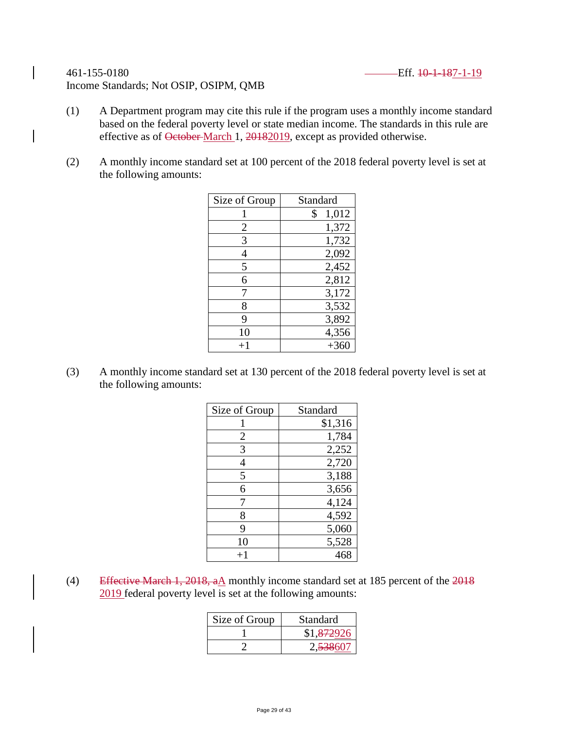461-155-0180 Eff. ~~10-1-18~~7-1-19

Income Standards; Not OSIP, OSIPM, QMB

(1) A Department program may cite this rule if the program uses a monthly income standard based on the federal poverty level or state median income. The standards in this rule are effective as of ~~October~~ March 1, ~~2018~~2019, except as provided otherwise.

(2) A monthly income standard set at 100 percent of the 2018 federal poverty level is set at the following amounts:

| Size of Group | Standard |
|---|---|
| 1 | $ 1,012 |
| 2 | 1,372 |
| 3 | 1,732 |
| 4 | 2,092 |
| 5 | 2,452 |
| 6 | 2,812 |
| 7 | 3,172 |
| 8 | 3,532 |
| 9 | 3,892 |
| 10 | 4,356 |
| +1 | +360 |

(3) A monthly income standard set at 130 percent of the 2018 federal poverty level is set at the following amounts:

| Size of Group | Standard |
|---|---|
| 1 | $1,316 |
| 2 | 1,784 |
| 3 | 2,252 |
| 4 | 2,720 |
| 5 | 3,188 |
| 6 | 3,656 |
| 7 | 4,124 |
| 8 | 4,592 |
| 9 | 5,060 |
| 10 | 5,528 |
| +1 | 468 |

(4) ~~Effective March 1, 2018, a~~A monthly income standard set at 185 percent of the ~~2018~~ 2019 federal poverty level is set at the following amounts:

| Size of Group | Standard |
|---|---|
| 1 | $1,~~872~~926 |
| 2 | 2,~~538~~607 |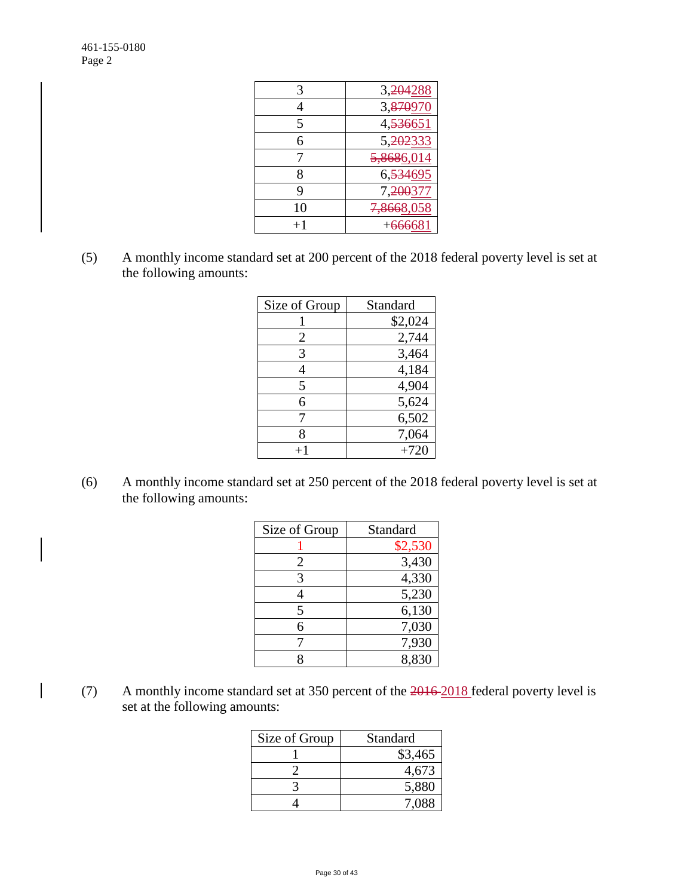| 3 | 3,~~204~~288 |
|---|---:|
| 4 | 3,~~870~~970 |
| 5 | 4,~~536~~651 |
| 6 | 5,~~202~~333 |
| 7 | ~~5,868~~6,014 |
| 8 | 6,~~534~~695 |
| 9 | 7,~~200~~377 |
| 10 | ~~7,866~~8,058 |
| +1 | +~~666~~681 |

(5) A monthly income standard set at 200 percent of the 2018 federal poverty level is set at the following amounts:

| Size of Group | Standard |
|---|---:|
| 1 | $2,024 |
| 2 | 2,744 |
| 3 | 3,464 |
| 4 | 4,184 |
| 5 | 4,904 |
| 6 | 5,624 |
| 7 | 6,502 |
| 8 | 7,064 |
| +1 | +720 |

(6) A monthly income standard set at 250 percent of the 2018 federal poverty level is set at the following amounts:

| Size of Group | Standard |
|---|---:|
| 1 | $2,530 |
| 2 | 3,430 |
| 3 | 4,330 |
| 4 | 5,230 |
| 5 | 6,130 |
| 6 | 7,030 |
| 7 | 7,930 |
| 8 | 8,830 |

(7) A monthly income standard set at 350 percent of the ~~2016~~ 2018 federal poverty level is set at the following amounts:

| Size of Group | Standard |
|---|---:|
| 1 | $3,465 |
| 2 | 4,673 |
| 3 | 5,880 |
| 4 | 7,088 |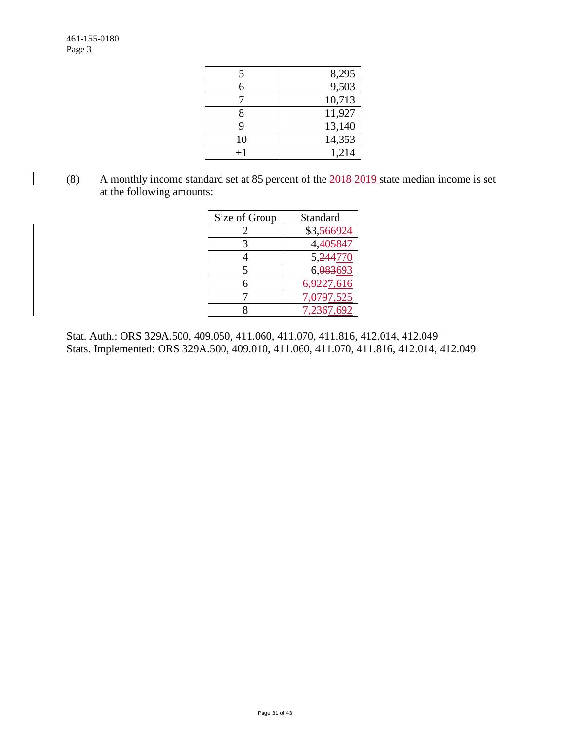| 5 | 8,295 |
|---|---|
| 6 | 9,503 |
| 7 | 10,713 |
| 8 | 11,927 |
| 9 | 13,140 |
| 10 | 14,353 |
| +1 | 1,214 |

(8) A monthly income standard set at 85 percent of the ~~2018~~ 2019 state median income is set at the following amounts:

| Size of Group | Standard |
|---|---|
| 2 | $3,~~566~~924 |
| 3 | 4,~~405~~847 |
| 4 | 5,~~244~~770 |
| 5 | 6,~~083~~693 |
| 6 | ~~6,922~~7,616 |
| 7 | ~~7,079~~7,525 |
| 8 | ~~7,236~~7,692 |

Stat. Auth.: ORS 329A.500, 409.050, 411.060, 411.070, 411.816, 412.014, 412.049
Stats. Implemented: ORS 329A.500, 409.010, 411.060, 411.070, 411.816, 412.014, 412.049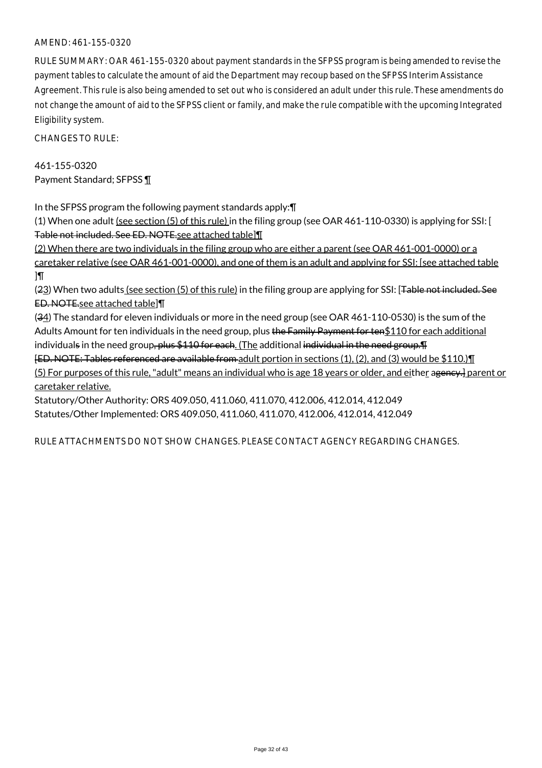AMEND: 461-155-0320

RULE SUMMARY: OAR 461-155-0320 about payment standards in the SFPSS program is being amended to revise the payment tables to calculate the amount of aid the Department may recoup based on the SFPSS Interim Assistance Agreement. This rule is also being amended to set out who is considered an adult under this rule. These amendments do not change the amount of aid to the SFPSS client or family, and make the rule compatible with the upcoming Integrated Eligibility system.

CHANGES TO RULE:

461-155-0320
Payment Standard; SFPSS ¶

In the SFPSS program the following payment standards apply:¶
(1) When one adult (see section (5) of this rule) in the filing group (see OAR 461-110-0330) is applying for SSI: [ Table not included. See ED. NOTE.see attached table]¶
(2) When there are two individuals in the filing group who are either a parent (see OAR 461-001-0000) or a caretaker relative (see OAR 461-001-0000), and one of them is an adult and applying for SSI: [see attached table ]¶
(23) When two adults (see section (5) of this rule) in the filing group are applying for SSI: [Table not included. See ED. NOTE.see attached table]¶
(34) The standard for eleven individuals or more in the need group (see OAR 461-110-0530) is the sum of the Adults Amount for ten individuals in the need group, plus the Family Payment for ten$110 for each additional individuals in the need group, plus $110 for each. (The additional individual in the need group.¶
[ED. NOTE: Tables referenced are available from adult portion in sections (1), (2), and (3) would be $110.)¶
(5) For purposes of this rule, "adult" means an individual who is age 18 years or older, and either agency.] parent or caretaker relative.
Statutory/Other Authority: ORS 409.050, 411.060, 411.070, 412.006, 412.014, 412.049
Statutes/Other Implemented: ORS 409.050, 411.060, 411.070, 412.006, 412.014, 412.049

RULE ATTACHMENTS DO NOT SHOW CHANGES. PLEASE CONTACT AGENCY REGARDING CHANGES.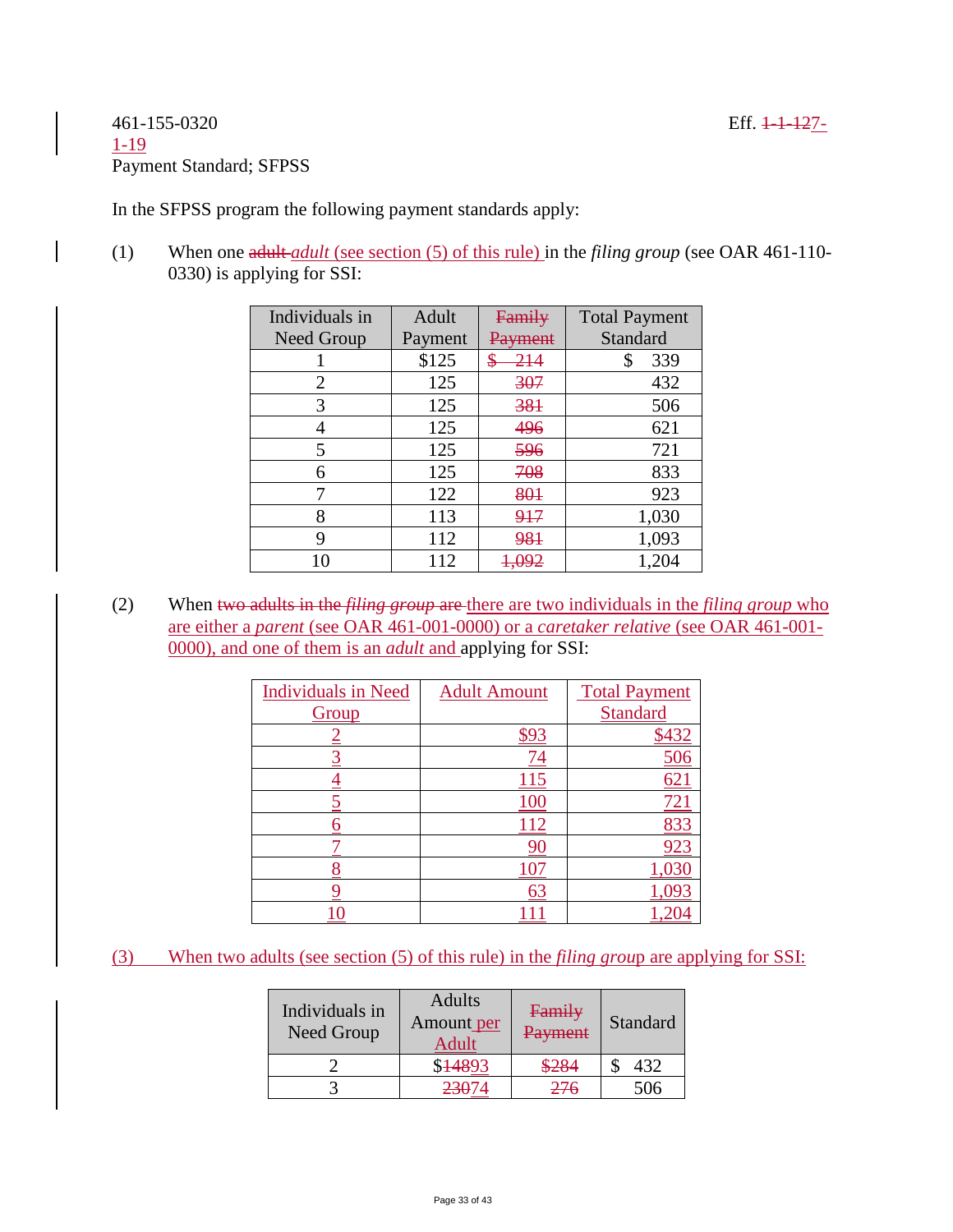461-155-0320 Eff. ~~1-1-12~~7-1-19

Payment Standard; SFPSS

In the SFPSS program the following payment standards apply:

(1) When one ~~adult~~ *adult* (see section (5) of this rule) in the *filing group* (see OAR 461-110-0330) is applying for SSI:

| Individuals in Need Group | Adult Payment | ~~Family Payment~~ | Total Payment Standard |
|---|---|---|---|
| 1 | $125 | ~~$ 214~~ | $ 339 |
| 2 | 125 | ~~307~~ | 432 |
| 3 | 125 | ~~381~~ | 506 |
| 4 | 125 | ~~496~~ | 621 |
| 5 | 125 | ~~596~~ | 721 |
| 6 | 125 | ~~708~~ | 833 |
| 7 | 122 | ~~801~~ | 923 |
| 8 | 113 | ~~917~~ | 1,030 |
| 9 | 112 | ~~981~~ | 1,093 |
| 10 | 112 | ~~1,092~~ | 1,204 |

(2) When ~~two adults in the *filing group* are~~ there are two individuals in the *filing group* who are either a *parent* (see OAR 461-001-0000) or a *caretaker relative* (see OAR 461-001-0000), and one of them is an *adult* and applying for SSI:

| Individuals in Need Group | Adult Amount | Total Payment Standard |
|---|---|---|
| 2 | $93 | $432 |
| 3 | 74 | 506 |
| 4 | 115 | 621 |
| 5 | 100 | 721 |
| 6 | 112 | 833 |
| 7 | 90 | 923 |
| 8 | 107 | 1,030 |
| 9 | 63 | 1,093 |
| 10 | 111 | 1,204 |

(3) When two adults (see section (5) of this rule) in the *filing group* are applying for SSI:

| Individuals in Need Group | Adults Amount per Adult | ~~Family Payment~~ | Standard |
|---|---|---|---|
| 2 | $~~148~~93 | ~~$284~~ | $ 432 |
| 3 | ~~230~~74 | ~~276~~ | 506 |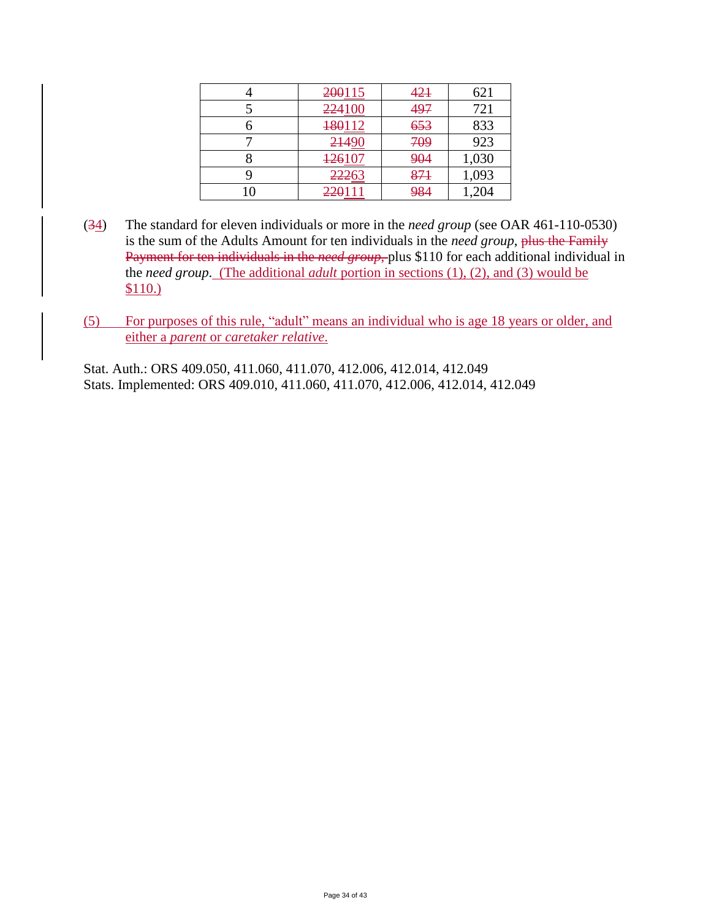| 4 | ~~200~~115 | ~~421~~ | 621 |
|---|---|---|---|
| 5 | ~~224~~100 | ~~497~~ | 721 |
| 6 | ~~180~~112 | ~~653~~ | 833 |
| 7 | ~~214~~90 | ~~709~~ | 923 |
| 8 | ~~126~~107 | ~~904~~ | 1,030 |
| 9 | ~~222~~63 | ~~871~~ | 1,093 |
| 10 | ~~220~~111 | ~~984~~ | 1,204 |

(~~3~~4) The standard for eleven individuals or more in the *need group* (see OAR 461-110-0530) is the sum of the Adults Amount for ten individuals in the *need group*, ~~plus the Family Payment for ten individuals in the *need group*,~~ plus $110 for each additional individual in the *need group*. (The additional *adult* portion in sections (1), (2), and (3) would be $110.)

(5) For purposes of this rule, "adult" means an individual who is age 18 years or older, and either a *parent* or *caretaker relative*.

Stat. Auth.: ORS 409.050, 411.060, 411.070, 412.006, 412.014, 412.049
Stats. Implemented: ORS 409.010, 411.060, 411.070, 412.006, 412.014, 412.049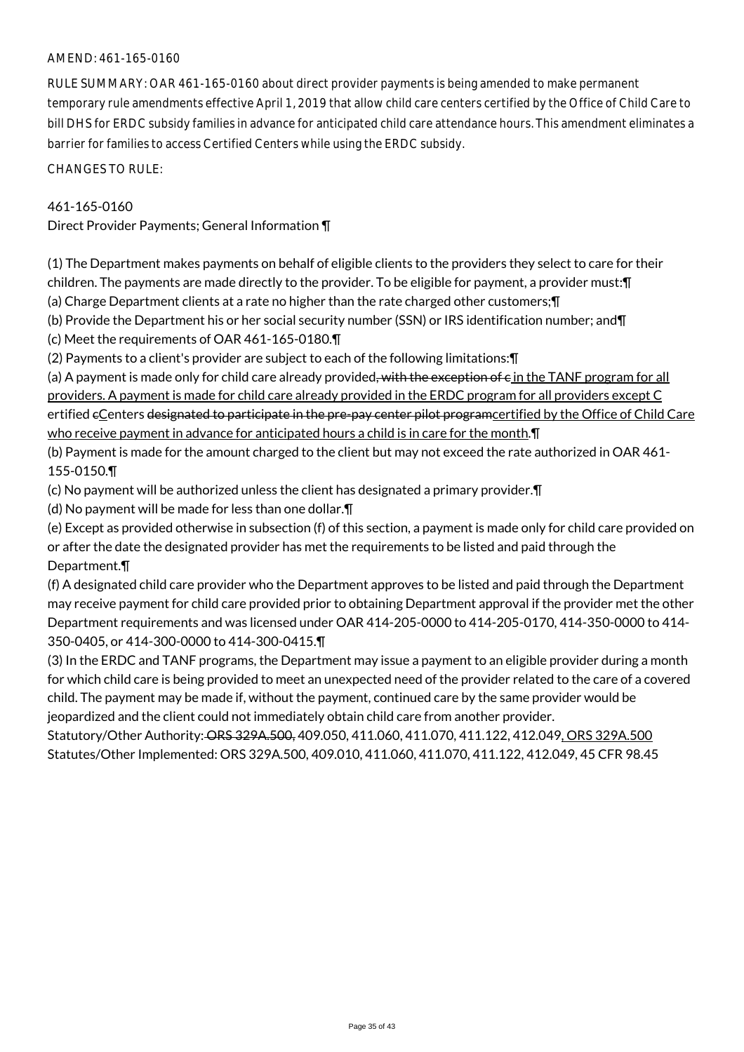AMEND: 461-165-0160

RULE SUMMARY: OAR 461-165-0160 about direct provider payments is being amended to make permanent temporary rule amendments effective April 1, 2019 that allow child care centers certified by the Office of Child Care to bill DHS for ERDC subsidy families in advance for anticipated child care attendance hours. This amendment eliminates a barrier for families to access Certified Centers while using the ERDC subsidy.

CHANGES TO RULE:

461-165-0160
Direct Provider Payments; General Information ¶

(1) The Department makes payments on behalf of eligible clients to the providers they select to care for their children. The payments are made directly to the provider. To be eligible for payment, a provider must:¶
(a) Charge Department clients at a rate no higher than the rate charged other customers;¶
(b) Provide the Department his or her social security number (SSN) or IRS identification number; and¶
(c) Meet the requirements of OAR 461-165-0180.¶
(2) Payments to a client's provider are subject to each of the following limitations:¶
(a) A payment is made only for child care already provided~~, with the exception of c~~ in the TANF program for all providers. A payment is made for child care already provided in the ERDC program for all providers except C ertified ~~c~~Centers ~~designated to participate in the pre-pay center pilot program~~certified by the Office of Child Care who receive payment in advance for anticipated hours a child is in care for the month.¶
(b) Payment is made for the amount charged to the client but may not exceed the rate authorized in OAR 461-155-0150.¶
(c) No payment will be authorized unless the client has designated a primary provider.¶
(d) No payment will be made for less than one dollar.¶
(e) Except as provided otherwise in subsection (f) of this section, a payment is made only for child care provided on or after the date the designated provider has met the requirements to be listed and paid through the Department.¶
(f) A designated child care provider who the Department approves to be listed and paid through the Department may receive payment for child care provided prior to obtaining Department approval if the provider met the other Department requirements and was licensed under OAR 414-205-0000 to 414-205-0170, 414-350-0000 to 414-350-0405, or 414-300-0000 to 414-300-0415.¶
(3) In the ERDC and TANF programs, the Department may issue a payment to an eligible provider during a month for which child care is being provided to meet an unexpected need of the provider related to the care of a covered child. The payment may be made if, without the payment, continued care by the same provider would be jeopardized and the client could not immediately obtain child care from another provider.
Statutory/Other Authority: ~~ORS 329A.500,~~ 409.050, 411.060, 411.070, 411.122, 412.049, ORS 329A.500
Statutes/Other Implemented: ORS 329A.500, 409.010, 411.060, 411.070, 411.122, 412.049, 45 CFR 98.45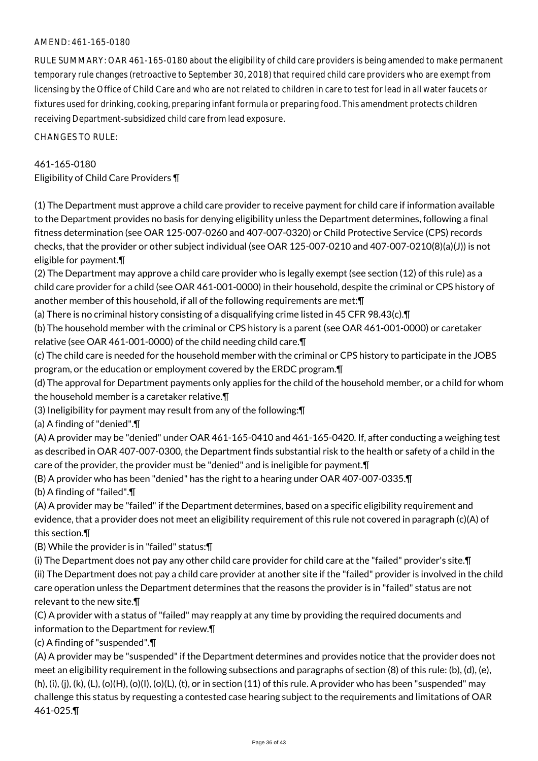AMEND: 461-165-0180

RULE SUMMARY: OAR 461-165-0180 about the eligibility of child care providers is being amended to make permanent temporary rule changes (retroactive to September 30, 2018) that required child care providers who are exempt from licensing by the Office of Child Care and who are not related to children in care to test for lead in all water faucets or fixtures used for drinking, cooking, preparing infant formula or preparing food. This amendment protects children receiving Department-subsidized child care from lead exposure.

CHANGES TO RULE:

461-165-0180
Eligibility of Child Care Providers ¶

(1) The Department must approve a child care provider to receive payment for child care if information available to the Department provides no basis for denying eligibility unless the Department determines, following a final fitness determination (see OAR 125-007-0260 and 407-007-0320) or Child Protective Service (CPS) records checks, that the provider or other subject individual (see OAR 125-007-0210 and 407-007-0210(8)(a)(J)) is not eligible for payment.¶
(2) The Department may approve a child care provider who is legally exempt (see section (12) of this rule) as a child care provider for a child (see OAR 461-001-0000) in their household, despite the criminal or CPS history of another member of this household, if all of the following requirements are met:¶
(a) There is no criminal history consisting of a disqualifying crime listed in 45 CFR 98.43(c).¶
(b) The household member with the criminal or CPS history is a parent (see OAR 461-001-0000) or caretaker relative (see OAR 461-001-0000) of the child needing child care.¶
(c) The child care is needed for the household member with the criminal or CPS history to participate in the JOBS program, or the education or employment covered by the ERDC program.¶
(d) The approval for Department payments only applies for the child of the household member, or a child for whom the household member is a caretaker relative.¶
(3) Ineligibility for payment may result from any of the following:¶
(a) A finding of "denied".¶
(A) A provider may be "denied" under OAR 461-165-0410 and 461-165-0420. If, after conducting a weighing test as described in OAR 407-007-0300, the Department finds substantial risk to the health or safety of a child in the care of the provider, the provider must be "denied" and is ineligible for payment.¶
(B) A provider who has been "denied" has the right to a hearing under OAR 407-007-0335.¶
(b) A finding of "failed".¶
(A) A provider may be "failed" if the Department determines, based on a specific eligibility requirement and evidence, that a provider does not meet an eligibility requirement of this rule not covered in paragraph (c)(A) of this section.¶
(B) While the provider is in "failed" status:¶
(i) The Department does not pay any other child care provider for child care at the "failed" provider's site.¶
(ii) The Department does not pay a child care provider at another site if the "failed" provider is involved in the child care operation unless the Department determines that the reasons the provider is in "failed" status are not relevant to the new site.¶
(C) A provider with a status of "failed" may reapply at any time by providing the required documents and information to the Department for review.¶
(c) A finding of "suspended".¶
(A) A provider may be "suspended" if the Department determines and provides notice that the provider does not meet an eligibility requirement in the following subsections and paragraphs of section (8) of this rule: (b), (d), (e), (h), (i), (j), (k), (L), (o)(H), (o)(I), (o)(L), (t), or in section (11) of this rule. A provider who has been "suspended" may challenge this status by requesting a contested case hearing subject to the requirements and limitations of OAR 461-025.¶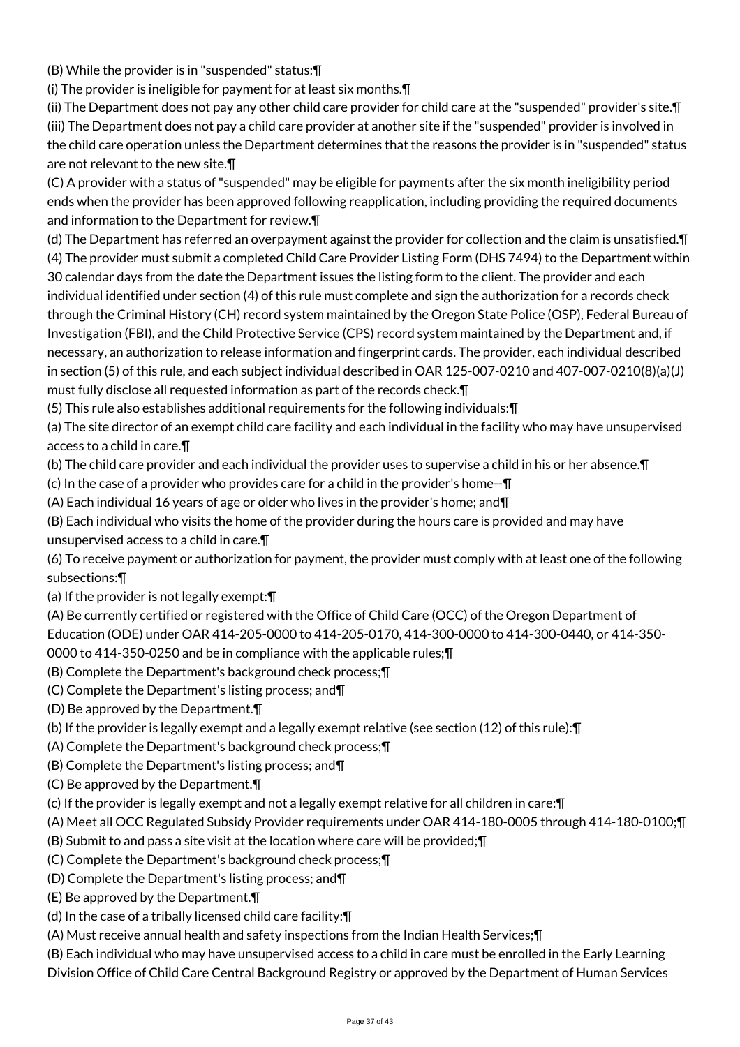(B) While the provider is in "suspended" status:¶

(i) The provider is ineligible for payment for at least six months.¶

(ii) The Department does not pay any other child care provider for child care at the "suspended" provider's site.¶

(iii) The Department does not pay a child care provider at another site if the "suspended" provider is involved in the child care operation unless the Department determines that the reasons the provider is in "suspended" status are not relevant to the new site.¶

(C) A provider with a status of "suspended" may be eligible for payments after the six month ineligibility period ends when the provider has been approved following reapplication, including providing the required documents and information to the Department for review.¶

(d) The Department has referred an overpayment against the provider for collection and the claim is unsatisfied.¶

(4) The provider must submit a completed Child Care Provider Listing Form (DHS 7494) to the Department within 30 calendar days from the date the Department issues the listing form to the client. The provider and each individual identified under section (4) of this rule must complete and sign the authorization for a records check through the Criminal History (CH) record system maintained by the Oregon State Police (OSP), Federal Bureau of Investigation (FBI), and the Child Protective Service (CPS) record system maintained by the Department and, if necessary, an authorization to release information and fingerprint cards. The provider, each individual described in section (5) of this rule, and each subject individual described in OAR 125-007-0210 and 407-007-0210(8)(a)(J) must fully disclose all requested information as part of the records check.¶

(5) This rule also establishes additional requirements for the following individuals:¶

(a) The site director of an exempt child care facility and each individual in the facility who may have unsupervised access to a child in care.¶

(b) The child care provider and each individual the provider uses to supervise a child in his or her absence.¶

(c) In the case of a provider who provides care for a child in the provider's home--¶

(A) Each individual 16 years of age or older who lives in the provider's home; and¶

(B) Each individual who visits the home of the provider during the hours care is provided and may have unsupervised access to a child in care.¶

(6) To receive payment or authorization for payment, the provider must comply with at least one of the following subsections:¶

(a) If the provider is not legally exempt:¶

(A) Be currently certified or registered with the Office of Child Care (OCC) of the Oregon Department of Education (ODE) under OAR 414-205-0000 to 414-205-0170, 414-300-0000 to 414-300-0440, or 414-350-0000 to 414-350-0250 and be in compliance with the applicable rules;¶

(B) Complete the Department's background check process;¶

(C) Complete the Department's listing process; and¶

(D) Be approved by the Department.¶

(b) If the provider is legally exempt and a legally exempt relative (see section (12) of this rule):¶

(A) Complete the Department's background check process;¶

(B) Complete the Department's listing process; and¶

(C) Be approved by the Department.¶

(c) If the provider is legally exempt and not a legally exempt relative for all children in care:¶

(A) Meet all OCC Regulated Subsidy Provider requirements under OAR 414-180-0005 through 414-180-0100;¶

(B) Submit to and pass a site visit at the location where care will be provided;¶

(C) Complete the Department's background check process;¶

(D) Complete the Department's listing process; and¶

(E) Be approved by the Department.¶

(d) In the case of a tribally licensed child care facility:¶

(A) Must receive annual health and safety inspections from the Indian Health Services;¶

(B) Each individual who may have unsupervised access to a child in care must be enrolled in the Early Learning Division Office of Child Care Central Background Registry or approved by the Department of Human Services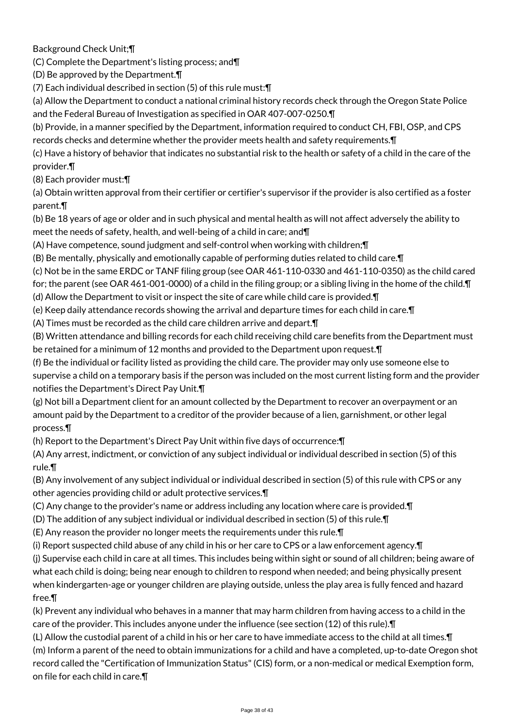Background Check Unit;¶

(C) Complete the Department's listing process; and¶

(D) Be approved by the Department.¶

(7) Each individual described in section (5) of this rule must:¶

(a) Allow the Department to conduct a national criminal history records check through the Oregon State Police and the Federal Bureau of Investigation as specified in OAR 407-007-0250.¶

(b) Provide, in a manner specified by the Department, information required to conduct CH, FBI, OSP, and CPS records checks and determine whether the provider meets health and safety requirements.¶

(c) Have a history of behavior that indicates no substantial risk to the health or safety of a child in the care of the provider.¶

(8) Each provider must:¶

(a) Obtain written approval from their certifier or certifier's supervisor if the provider is also certified as a foster parent.¶

(b) Be 18 years of age or older and in such physical and mental health as will not affect adversely the ability to meet the needs of safety, health, and well-being of a child in care; and¶

(A) Have competence, sound judgment and self-control when working with children;¶

(B) Be mentally, physically and emotionally capable of performing duties related to child care.¶

(c) Not be in the same ERDC or TANF filing group (see OAR 461-110-0330 and 461-110-0350) as the child cared for; the parent (see OAR 461-001-0000) of a child in the filing group; or a sibling living in the home of the child.¶

(d) Allow the Department to visit or inspect the site of care while child care is provided.¶

(e) Keep daily attendance records showing the arrival and departure times for each child in care.¶

(A) Times must be recorded as the child care children arrive and depart.¶

(B) Written attendance and billing records for each child receiving child care benefits from the Department must be retained for a minimum of 12 months and provided to the Department upon request.¶

(f) Be the individual or facility listed as providing the child care. The provider may only use someone else to supervise a child on a temporary basis if the person was included on the most current listing form and the provider notifies the Department's Direct Pay Unit.¶

(g) Not bill a Department client for an amount collected by the Department to recover an overpayment or an amount paid by the Department to a creditor of the provider because of a lien, garnishment, or other legal process.¶

(h) Report to the Department's Direct Pay Unit within five days of occurrence:¶

(A) Any arrest, indictment, or conviction of any subject individual or individual described in section (5) of this rule.¶

(B) Any involvement of any subject individual or individual described in section (5) of this rule with CPS or any other agencies providing child or adult protective services.¶

(C) Any change to the provider's name or address including any location where care is provided.¶

(D) The addition of any subject individual or individual described in section (5) of this rule.¶

(E) Any reason the provider no longer meets the requirements under this rule.¶

(i) Report suspected child abuse of any child in his or her care to CPS or a law enforcement agency.¶

(j) Supervise each child in care at all times. This includes being within sight or sound of all children; being aware of what each child is doing; being near enough to children to respond when needed; and being physically present when kindergarten-age or younger children are playing outside, unless the play area is fully fenced and hazard free.¶

(k) Prevent any individual who behaves in a manner that may harm children from having access to a child in the care of the provider. This includes anyone under the influence (see section (12) of this rule).¶

(L) Allow the custodial parent of a child in his or her care to have immediate access to the child at all times.¶

(m) Inform a parent of the need to obtain immunizations for a child and have a completed, up-to-date Oregon shot record called the "Certification of Immunization Status" (CIS) form, or a non-medical or medical Exemption form, on file for each child in care.¶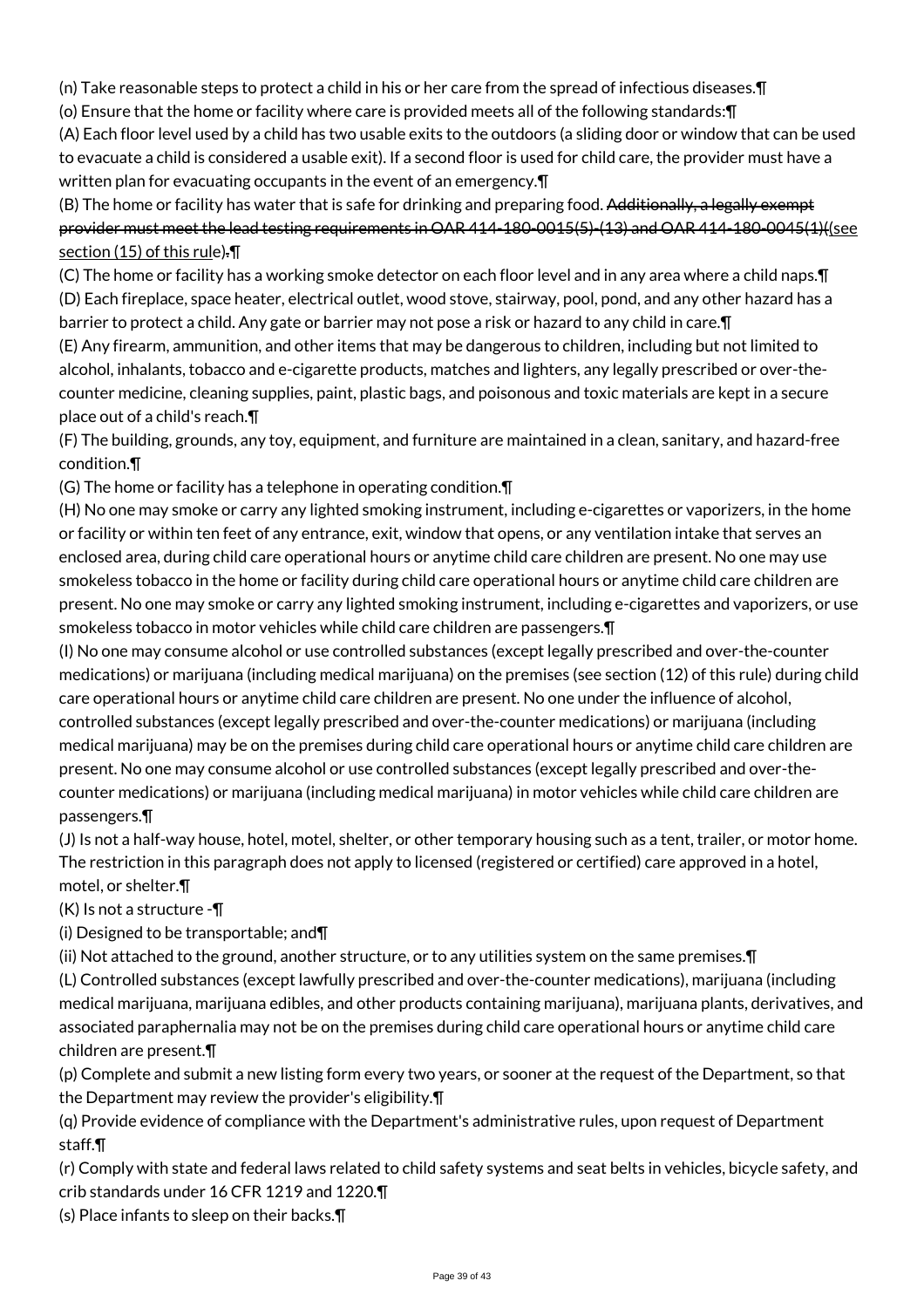(n) Take reasonable steps to protect a child in his or her care from the spread of infectious diseases.¶

(o) Ensure that the home or facility where care is provided meets all of the following standards:¶

(A) Each floor level used by a child has two usable exits to the outdoors (a sliding door or window that can be used to evacuate a child is considered a usable exit). If a second floor is used for child care, the provider must have a written plan for evacuating occupants in the event of an emergency.¶

(B) The home or facility has water that is safe for drinking and preparing food. ~~Additionally, a legally exempt provider must meet the lead testing requirements in OAR 414-180-0015(5)-(13) and OAR 414-180-0045(1)~~(see section (15) of this rule)~~.~~¶

(C) The home or facility has a working smoke detector on each floor level and in any area where a child naps.¶

(D) Each fireplace, space heater, electrical outlet, wood stove, stairway, pool, pond, and any other hazard has a barrier to protect a child. Any gate or barrier may not pose a risk or hazard to any child in care.¶

(E) Any firearm, ammunition, and other items that may be dangerous to children, including but not limited to alcohol, inhalants, tobacco and e-cigarette products, matches and lighters, any legally prescribed or over-the-counter medicine, cleaning supplies, paint, plastic bags, and poisonous and toxic materials are kept in a secure place out of a child's reach.¶

(F) The building, grounds, any toy, equipment, and furniture are maintained in a clean, sanitary, and hazard-free condition.¶

(G) The home or facility has a telephone in operating condition.¶

(H) No one may smoke or carry any lighted smoking instrument, including e-cigarettes or vaporizers, in the home or facility or within ten feet of any entrance, exit, window that opens, or any ventilation intake that serves an enclosed area, during child care operational hours or anytime child care children are present. No one may use smokeless tobacco in the home or facility during child care operational hours or anytime child care children are present. No one may smoke or carry any lighted smoking instrument, including e-cigarettes and vaporizers, or use smokeless tobacco in motor vehicles while child care children are passengers.¶

(I) No one may consume alcohol or use controlled substances (except legally prescribed and over-the-counter medications) or marijuana (including medical marijuana) on the premises (see section (12) of this rule) during child care operational hours or anytime child care children are present. No one under the influence of alcohol, controlled substances (except legally prescribed and over-the-counter medications) or marijuana (including medical marijuana) may be on the premises during child care operational hours or anytime child care children are present. No one may consume alcohol or use controlled substances (except legally prescribed and over-the-counter medications) or marijuana (including medical marijuana) in motor vehicles while child care children are passengers.¶

(J) Is not a half-way house, hotel, motel, shelter, or other temporary housing such as a tent, trailer, or motor home. The restriction in this paragraph does not apply to licensed (registered or certified) care approved in a hotel, motel, or shelter.¶

(K) Is not a structure -¶

(i) Designed to be transportable; and¶

(ii) Not attached to the ground, another structure, or to any utilities system on the same premises.¶

(L) Controlled substances (except lawfully prescribed and over-the-counter medications), marijuana (including medical marijuana, marijuana edibles, and other products containing marijuana), marijuana plants, derivatives, and associated paraphernalia may not be on the premises during child care operational hours or anytime child care children are present.¶

(p) Complete and submit a new listing form every two years, or sooner at the request of the Department, so that the Department may review the provider's eligibility.¶

(q) Provide evidence of compliance with the Department's administrative rules, upon request of Department staff.¶

(r) Comply with state and federal laws related to child safety systems and seat belts in vehicles, bicycle safety, and crib standards under 16 CFR 1219 and 1220.¶

(s) Place infants to sleep on their backs.¶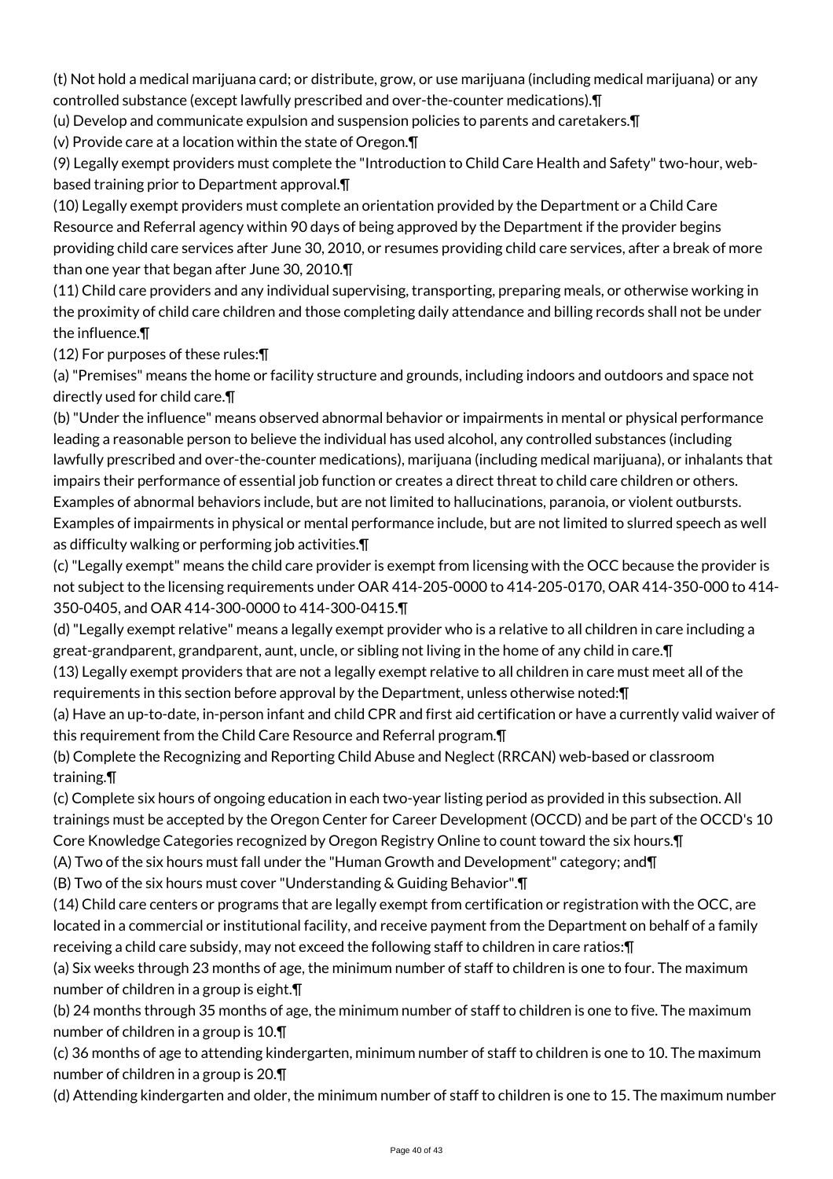(t) Not hold a medical marijuana card; or distribute, grow, or use marijuana (including medical marijuana) or any controlled substance (except lawfully prescribed and over-the-counter medications).¶

(u) Develop and communicate expulsion and suspension policies to parents and caretakers.¶

(v) Provide care at a location within the state of Oregon.¶

(9) Legally exempt providers must complete the "Introduction to Child Care Health and Safety" two-hour, web-based training prior to Department approval.¶

(10) Legally exempt providers must complete an orientation provided by the Department or a Child Care Resource and Referral agency within 90 days of being approved by the Department if the provider begins providing child care services after June 30, 2010, or resumes providing child care services, after a break of more than one year that began after June 30, 2010.¶

(11) Child care providers and any individual supervising, transporting, preparing meals, or otherwise working in the proximity of child care children and those completing daily attendance and billing records shall not be under the influence.¶

(12) For purposes of these rules:¶

(a) "Premises" means the home or facility structure and grounds, including indoors and outdoors and space not directly used for child care.¶

(b) "Under the influence" means observed abnormal behavior or impairments in mental or physical performance leading a reasonable person to believe the individual has used alcohol, any controlled substances (including lawfully prescribed and over-the-counter medications), marijuana (including medical marijuana), or inhalants that impairs their performance of essential job function or creates a direct threat to child care children or others. Examples of abnormal behaviors include, but are not limited to hallucinations, paranoia, or violent outbursts. Examples of impairments in physical or mental performance include, but are not limited to slurred speech as well as difficulty walking or performing job activities.¶

(c) "Legally exempt" means the child care provider is exempt from licensing with the OCC because the provider is not subject to the licensing requirements under OAR 414-205-0000 to 414-205-0170, OAR 414-350-000 to 414-350-0405, and OAR 414-300-0000 to 414-300-0415.¶

(d) "Legally exempt relative" means a legally exempt provider who is a relative to all children in care including a great-grandparent, grandparent, aunt, uncle, or sibling not living in the home of any child in care.¶

(13) Legally exempt providers that are not a legally exempt relative to all children in care must meet all of the requirements in this section before approval by the Department, unless otherwise noted:¶

(a) Have an up-to-date, in-person infant and child CPR and first aid certification or have a currently valid waiver of this requirement from the Child Care Resource and Referral program.¶

(b) Complete the Recognizing and Reporting Child Abuse and Neglect (RRCAN) web-based or classroom training.¶

(c) Complete six hours of ongoing education in each two-year listing period as provided in this subsection. All trainings must be accepted by the Oregon Center for Career Development (OCCD) and be part of the OCCD's 10 Core Knowledge Categories recognized by Oregon Registry Online to count toward the six hours.¶

(A) Two of the six hours must fall under the "Human Growth and Development" category; and¶

(B) Two of the six hours must cover "Understanding & Guiding Behavior".¶

(14) Child care centers or programs that are legally exempt from certification or registration with the OCC, are located in a commercial or institutional facility, and receive payment from the Department on behalf of a family receiving a child care subsidy, may not exceed the following staff to children in care ratios:¶

(a) Six weeks through 23 months of age, the minimum number of staff to children is one to four. The maximum number of children in a group is eight.¶

(b) 24 months through 35 months of age, the minimum number of staff to children is one to five. The maximum number of children in a group is 10.¶

(c) 36 months of age to attending kindergarten, minimum number of staff to children is one to 10. The maximum number of children in a group is 20.¶

(d) Attending kindergarten and older, the minimum number of staff to children is one to 15. The maximum number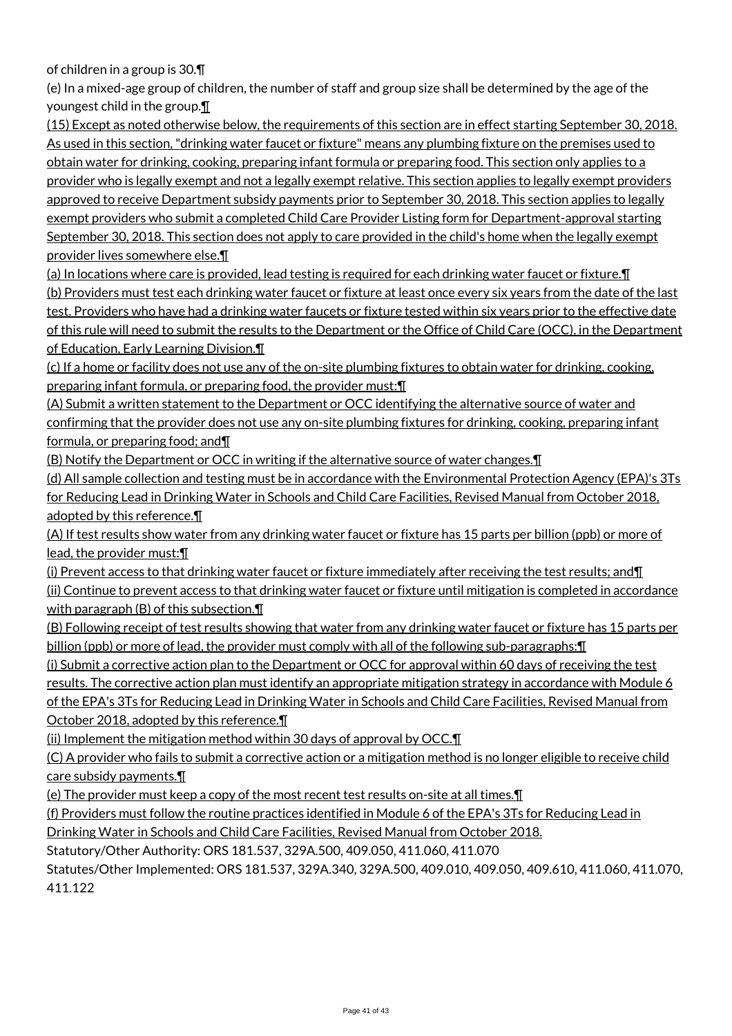of children in a group is 30.¶

(e) In a mixed-age group of children, the number of staff and group size shall be determined by the age of the youngest child in the group.¶

(15) Except as noted otherwise below, the requirements of this section are in effect starting September 30, 2018. As used in this section, "drinking water faucet or fixture" means any plumbing fixture on the premises used to obtain water for drinking, cooking, preparing infant formula or preparing food. This section only applies to a provider who is legally exempt and not a legally exempt relative. This section applies to legally exempt providers approved to receive Department subsidy payments prior to September 30, 2018. This section applies to legally exempt providers who submit a completed Child Care Provider Listing form for Department-approval starting September 30, 2018. This section does not apply to care provided in the child's home when the legally exempt provider lives somewhere else.¶

(a) In locations where care is provided, lead testing is required for each drinking water faucet or fixture.¶

(b) Providers must test each drinking water faucet or fixture at least once every six years from the date of the last test. Providers who have had a drinking water faucets or fixture tested within six years prior to the effective date of this rule will need to submit the results to the Department or the Office of Child Care (OCC), in the Department of Education, Early Learning Division.¶

(c) If a home or facility does not use any of the on-site plumbing fixtures to obtain water for drinking, cooking, preparing infant formula, or preparing food, the provider must:¶

(A) Submit a written statement to the Department or OCC identifying the alternative source of water and confirming that the provider does not use any on-site plumbing fixtures for drinking, cooking, preparing infant formula, or preparing food; and¶

(B) Notify the Department or OCC in writing if the alternative source of water changes.¶

(d) All sample collection and testing must be in accordance with the Environmental Protection Agency (EPA)'s 3Ts for Reducing Lead in Drinking Water in Schools and Child Care Facilities, Revised Manual from October 2018, adopted by this reference.¶

(A) If test results show water from any drinking water faucet or fixture has 15 parts per billion (ppb) or more of lead, the provider must:¶

(i) Prevent access to that drinking water faucet or fixture immediately after receiving the test results; and¶

(ii) Continue to prevent access to that drinking water faucet or fixture until mitigation is completed in accordance with paragraph (B) of this subsection.¶

(B) Following receipt of test results showing that water from any drinking water faucet or fixture has 15 parts per billion (ppb) or more of lead, the provider must comply with all of the following sub-paragraphs:¶

(i) Submit a corrective action plan to the Department or OCC for approval within 60 days of receiving the test results. The corrective action plan must identify an appropriate mitigation strategy in accordance with Module 6 of the EPA's 3Ts for Reducing Lead in Drinking Water in Schools and Child Care Facilities, Revised Manual from October 2018, adopted by this reference.¶

(ii) Implement the mitigation method within 30 days of approval by OCC.¶

(C) A provider who fails to submit a corrective action or a mitigation method is no longer eligible to receive child care subsidy payments.¶

(e) The provider must keep a copy of the most recent test results on-site at all times.¶

(f) Providers must follow the routine practices identified in Module 6 of the EPA's 3Ts for Reducing Lead in Drinking Water in Schools and Child Care Facilities, Revised Manual from October 2018.

Statutory/Other Authority: ORS 181.537, 329A.500, 409.050, 411.060, 411.070

Statutes/Other Implemented: ORS 181.537, 329A.340, 329A.500, 409.010, 409.050, 409.610, 411.060, 411.070, 411.122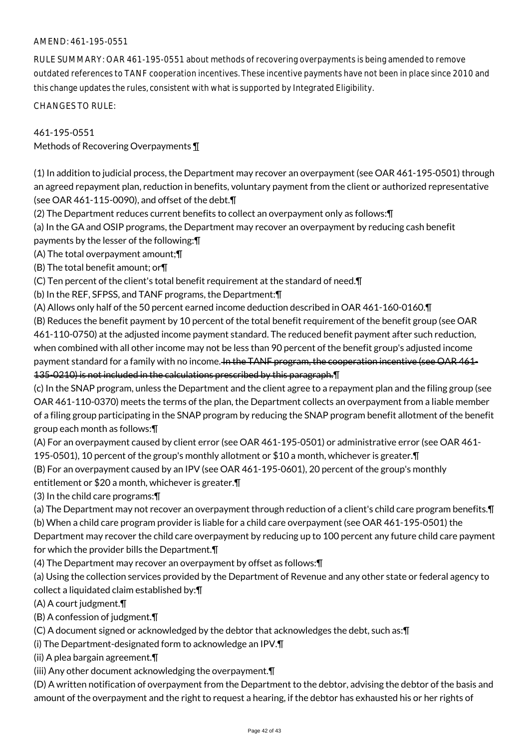AMEND: 461-195-0551

RULE SUMMARY: OAR 461-195-0551 about methods of recovering overpayments is being amended to remove outdated references to TANF cooperation incentives. These incentive payments have not been in place since 2010 and this change updates the rules, consistent with what is supported by Integrated Eligibility.

CHANGES TO RULE:

461-195-0551
Methods of Recovering Overpayments ¶

(1) In addition to judicial process, the Department may recover an overpayment (see OAR 461-195-0501) through an agreed repayment plan, reduction in benefits, voluntary payment from the client or authorized representative (see OAR 461-115-0090), and offset of the debt.¶
(2) The Department reduces current benefits to collect an overpayment only as follows:¶
(a) In the GA and OSIP programs, the Department may recover an overpayment by reducing cash benefit payments by the lesser of the following:¶
(A) The total overpayment amount;¶
(B) The total benefit amount; or¶
(C) Ten percent of the client's total benefit requirement at the standard of need.¶
(b) In the REF, SFPSS, and TANF programs, the Department:¶
(A) Allows only half of the 50 percent earned income deduction described in OAR 461-160-0160.¶
(B) Reduces the benefit payment by 10 percent of the total benefit requirement of the benefit group (see OAR 461-110-0750) at the adjusted income payment standard. The reduced benefit payment after such reduction, when combined with all other income may not be less than 90 percent of the benefit group's adjusted income payment standard for a family with no income. ~~In the TANF program, the cooperation incentive (see OAR 461-135-0210) is not included in the calculations prescribed by this paragraph.~~¶
(c) In the SNAP program, unless the Department and the client agree to a repayment plan and the filing group (see OAR 461-110-0370) meets the terms of the plan, the Department collects an overpayment from a liable member of a filing group participating in the SNAP program by reducing the SNAP program benefit allotment of the benefit group each month as follows:¶
(A) For an overpayment caused by client error (see OAR 461-195-0501) or administrative error (see OAR 461-195-0501), 10 percent of the group's monthly allotment or $10 a month, whichever is greater.¶
(B) For an overpayment caused by an IPV (see OAR 461-195-0601), 20 percent of the group's monthly entitlement or $20 a month, whichever is greater.¶
(3) In the child care programs:¶
(a) The Department may not recover an overpayment through reduction of a client's child care program benefits.¶
(b) When a child care program provider is liable for a child care overpayment (see OAR 461-195-0501) the Department may recover the child care overpayment by reducing up to 100 percent any future child care payment for which the provider bills the Department.¶
(4) The Department may recover an overpayment by offset as follows:¶
(a) Using the collection services provided by the Department of Revenue and any other state or federal agency to collect a liquidated claim established by:¶
(A) A court judgment.¶
(B) A confession of judgment.¶
(C) A document signed or acknowledged by the debtor that acknowledges the debt, such as:¶
(i) The Department-designated form to acknowledge an IPV.¶
(ii) A plea bargain agreement.¶
(iii) Any other document acknowledging the overpayment.¶
(D) A written notification of overpayment from the Department to the debtor, advising the debtor of the basis and amount of the overpayment and the right to request a hearing, if the debtor has exhausted his or her rights of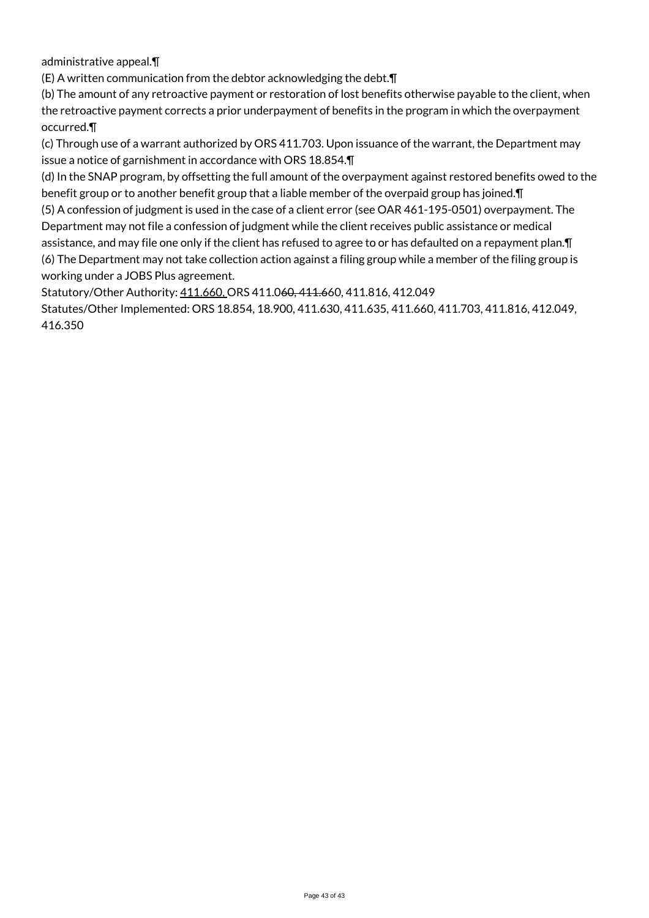administrative appeal.¶

(E) A written communication from the debtor acknowledging the debt.¶

(b) The amount of any retroactive payment or restoration of lost benefits otherwise payable to the client, when the retroactive payment corrects a prior underpayment of benefits in the program in which the overpayment occurred.¶

(c) Through use of a warrant authorized by ORS 411.703. Upon issuance of the warrant, the Department may issue a notice of garnishment in accordance with ORS 18.854.¶

(d) In the SNAP program, by offsetting the full amount of the overpayment against restored benefits owed to the benefit group or to another benefit group that a liable member of the overpaid group has joined.¶

(5) A confession of judgment is used in the case of a client error (see OAR 461-195-0501) overpayment. The Department may not file a confession of judgment while the client receives public assistance or medical assistance, and may file one only if the client has refused to agree to or has defaulted on a repayment plan.¶

(6) The Department may not take collection action against a filing group while a member of the filing group is working under a JOBS Plus agreement.

Statutory/Other Authority: <u>411.660,</u> ORS 411.0~~60, 411.6~~60, 411.816, 412.049

Statutes/Other Implemented: ORS 18.854, 18.900, 411.630, 411.635, 411.660, 411.703, 411.816, 412.049, 416.350